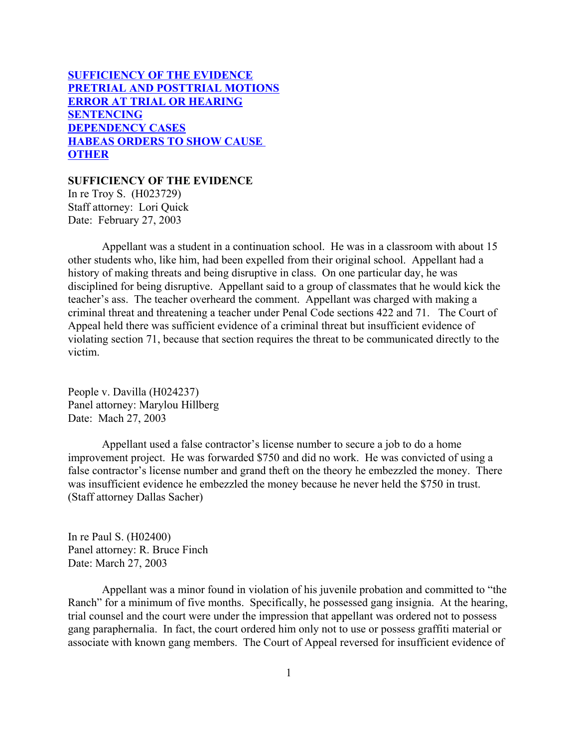**SUFFICIENCY OF THE EVIDENCE**
**PRETRIAL AND POSTTRIAL MOTIONS**
**ERROR AT TRIAL OR HEARING**
**SENTENCING**
**DEPENDENCY CASES**
**HABEAS ORDERS TO SHOW CAUSE**
**OTHER**

## SUFFICIENCY OF THE EVIDENCE

In re Troy S. (H023729)
Staff attorney: Lori Quick
Date: February 27, 2003

Appellant was a student in a continuation school. He was in a classroom with about 15 other students who, like him, had been expelled from their original school. Appellant had a history of making threats and being disruptive in class. On one particular day, he was disciplined for being disruptive. Appellant said to a group of classmates that he would kick the teacher's ass. The teacher overheard the comment. Appellant was charged with making a criminal threat and threatening a teacher under Penal Code sections 422 and 71. The Court of Appeal held there was sufficient evidence of a criminal threat but insufficient evidence of violating section 71, because that section requires the threat to be communicated directly to the victim.

People v. Davilla (H024237)
Panel attorney: Marylou Hillberg
Date: Mach 27, 2003

Appellant used a false contractor's license number to secure a job to do a home improvement project. He was forwarded $750 and did no work. He was convicted of using a false contractor's license number and grand theft on the theory he embezzled the money. There was insufficient evidence he embezzled the money because he never held the $750 in trust. (Staff attorney Dallas Sacher)

In re Paul S. (H02400)
Panel attorney: R. Bruce Finch
Date: March 27, 2003

Appellant was a minor found in violation of his juvenile probation and committed to "the Ranch" for a minimum of five months. Specifically, he possessed gang insignia. At the hearing, trial counsel and the court were under the impression that appellant was ordered not to possess gang paraphernalia. In fact, the court ordered him only not to use or possess graffiti material or associate with known gang members. The Court of Appeal reversed for insufficient evidence of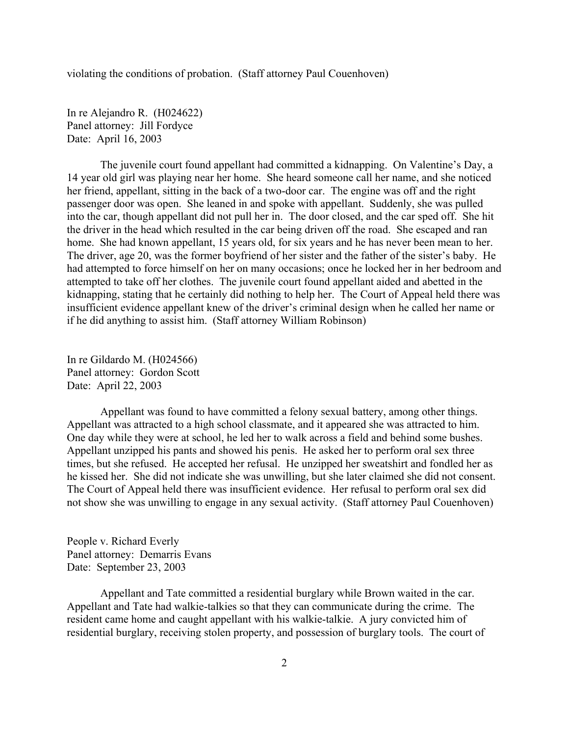violating the conditions of probation. (Staff attorney Paul Couenhoven)

In re Alejandro R. (H024622)
Panel attorney: Jill Fordyce
Date: April 16, 2003

The juvenile court found appellant had committed a kidnapping. On Valentine's Day, a 14 year old girl was playing near her home. She heard someone call her name, and she noticed her friend, appellant, sitting in the back of a two-door car. The engine was off and the right passenger door was open. She leaned in and spoke with appellant. Suddenly, she was pulled into the car, though appellant did not pull her in. The door closed, and the car sped off. She hit the driver in the head which resulted in the car being driven off the road. She escaped and ran home. She had known appellant, 15 years old, for six years and he has never been mean to her. The driver, age 20, was the former boyfriend of her sister and the father of the sister's baby. He had attempted to force himself on her on many occasions; once he locked her in her bedroom and attempted to take off her clothes. The juvenile court found appellant aided and abetted in the kidnapping, stating that he certainly did nothing to help her. The Court of Appeal held there was insufficient evidence appellant knew of the driver's criminal design when he called her name or if he did anything to assist him. (Staff attorney William Robinson)

In re Gildardo M. (H024566)
Panel attorney: Gordon Scott
Date: April 22, 2003

Appellant was found to have committed a felony sexual battery, among other things. Appellant was attracted to a high school classmate, and it appeared she was attracted to him. One day while they were at school, he led her to walk across a field and behind some bushes. Appellant unzipped his pants and showed his penis. He asked her to perform oral sex three times, but she refused. He accepted her refusal. He unzipped her sweatshirt and fondled her as he kissed her. She did not indicate she was unwilling, but she later claimed she did not consent. The Court of Appeal held there was insufficient evidence. Her refusal to perform oral sex did not show she was unwilling to engage in any sexual activity. (Staff attorney Paul Couenhoven)

People v. Richard Everly
Panel attorney: Demarris Evans
Date: September 23, 2003

Appellant and Tate committed a residential burglary while Brown waited in the car. Appellant and Tate had walkie-talkies so that they can communicate during the crime. The resident came home and caught appellant with his walkie-talkie. A jury convicted him of residential burglary, receiving stolen property, and possession of burglary tools. The court of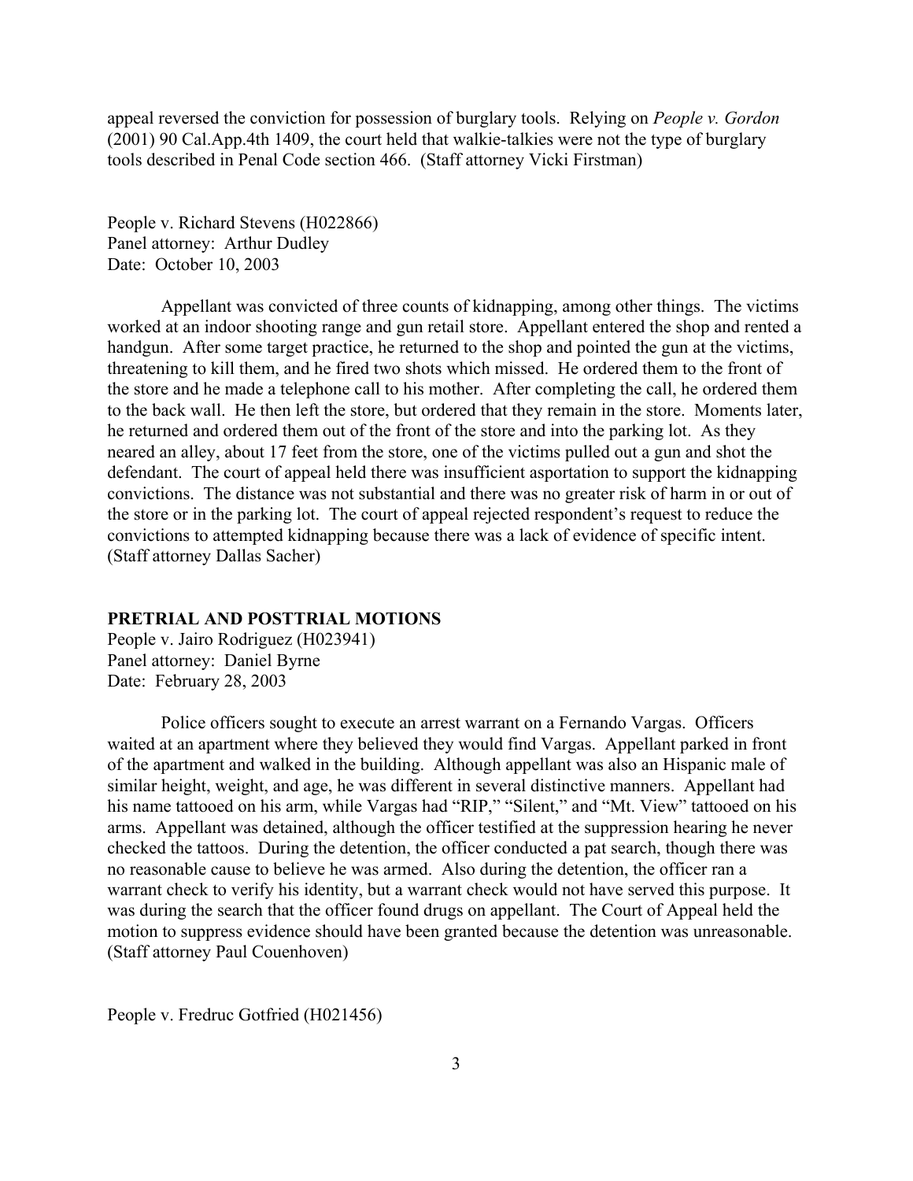appeal reversed the conviction for possession of burglary tools. Relying on *People v. Gordon* (2001) 90 Cal.App.4th 1409, the court held that walkie-talkies were not the type of burglary tools described in Penal Code section 466. (Staff attorney Vicki Firstman)

People v. Richard Stevens (H022866)
Panel attorney: Arthur Dudley
Date: October 10, 2003

Appellant was convicted of three counts of kidnapping, among other things. The victims worked at an indoor shooting range and gun retail store. Appellant entered the shop and rented a handgun. After some target practice, he returned to the shop and pointed the gun at the victims, threatening to kill them, and he fired two shots which missed. He ordered them to the front of the store and he made a telephone call to his mother. After completing the call, he ordered them to the back wall. He then left the store, but ordered that they remain in the store. Moments later, he returned and ordered them out of the front of the store and into the parking lot. As they neared an alley, about 17 feet from the store, one of the victims pulled out a gun and shot the defendant. The court of appeal held there was insufficient asportation to support the kidnapping convictions. The distance was not substantial and there was no greater risk of harm in or out of the store or in the parking lot. The court of appeal rejected respondent's request to reduce the convictions to attempted kidnapping because there was a lack of evidence of specific intent. (Staff attorney Dallas Sacher)

**PRETRIAL AND POSTTRIAL MOTIONS**

People v. Jairo Rodriguez (H023941)
Panel attorney: Daniel Byrne
Date: February 28, 2003

Police officers sought to execute an arrest warrant on a Fernando Vargas. Officers waited at an apartment where they believed they would find Vargas. Appellant parked in front of the apartment and walked in the building. Although appellant was also an Hispanic male of similar height, weight, and age, he was different in several distinctive manners. Appellant had his name tattooed on his arm, while Vargas had "RIP," "Silent," and "Mt. View" tattooed on his arms. Appellant was detained, although the officer testified at the suppression hearing he never checked the tattoos. During the detention, the officer conducted a pat search, though there was no reasonable cause to believe he was armed. Also during the detention, the officer ran a warrant check to verify his identity, but a warrant check would not have served this purpose. It was during the search that the officer found drugs on appellant. The Court of Appeal held the motion to suppress evidence should have been granted because the detention was unreasonable. (Staff attorney Paul Couenhoven)

People v. Fredruc Gotfried (H021456)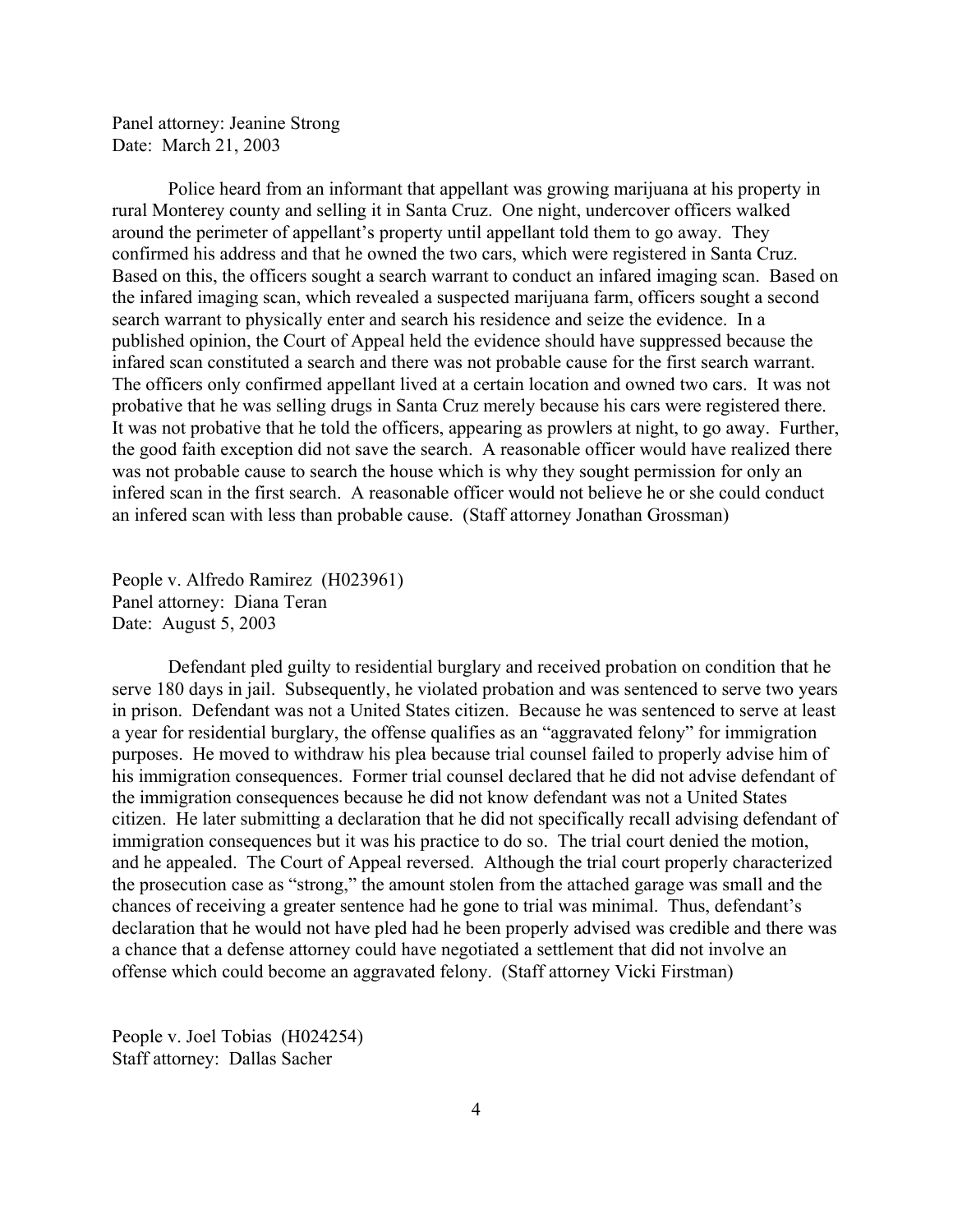Panel attorney: Jeanine Strong
Date: March 21, 2003

Police heard from an informant that appellant was growing marijuana at his property in rural Monterey county and selling it in Santa Cruz. One night, undercover officers walked around the perimeter of appellant's property until appellant told them to go away. They confirmed his address and that he owned the two cars, which were registered in Santa Cruz. Based on this, the officers sought a search warrant to conduct an infared imaging scan. Based on the infared imaging scan, which revealed a suspected marijuana farm, officers sought a second search warrant to physically enter and search his residence and seize the evidence. In a published opinion, the Court of Appeal held the evidence should have suppressed because the infared scan constituted a search and there was not probable cause for the first search warrant. The officers only confirmed appellant lived at a certain location and owned two cars. It was not probative that he was selling drugs in Santa Cruz merely because his cars were registered there. It was not probative that he told the officers, appearing as prowlers at night, to go away. Further, the good faith exception did not save the search. A reasonable officer would have realized there was not probable cause to search the house which is why they sought permission for only an infered scan in the first search. A reasonable officer would not believe he or she could conduct an infered scan with less than probable cause. (Staff attorney Jonathan Grossman)

People v. Alfredo Ramirez (H023961)
Panel attorney: Diana Teran
Date: August 5, 2003

Defendant pled guilty to residential burglary and received probation on condition that he serve 180 days in jail. Subsequently, he violated probation and was sentenced to serve two years in prison. Defendant was not a United States citizen. Because he was sentenced to serve at least a year for residential burglary, the offense qualifies as an "aggravated felony" for immigration purposes. He moved to withdraw his plea because trial counsel failed to properly advise him of his immigration consequences. Former trial counsel declared that he did not advise defendant of the immigration consequences because he did not know defendant was not a United States citizen. He later submitting a declaration that he did not specifically recall advising defendant of immigration consequences but it was his practice to do so. The trial court denied the motion, and he appealed. The Court of Appeal reversed. Although the trial court properly characterized the prosecution case as "strong," the amount stolen from the attached garage was small and the chances of receiving a greater sentence had he gone to trial was minimal. Thus, defendant's declaration that he would not have pled had he been properly advised was credible and there was a chance that a defense attorney could have negotiated a settlement that did not involve an offense which could become an aggravated felony. (Staff attorney Vicki Firstman)

People v. Joel Tobias (H024254)
Staff attorney: Dallas Sacher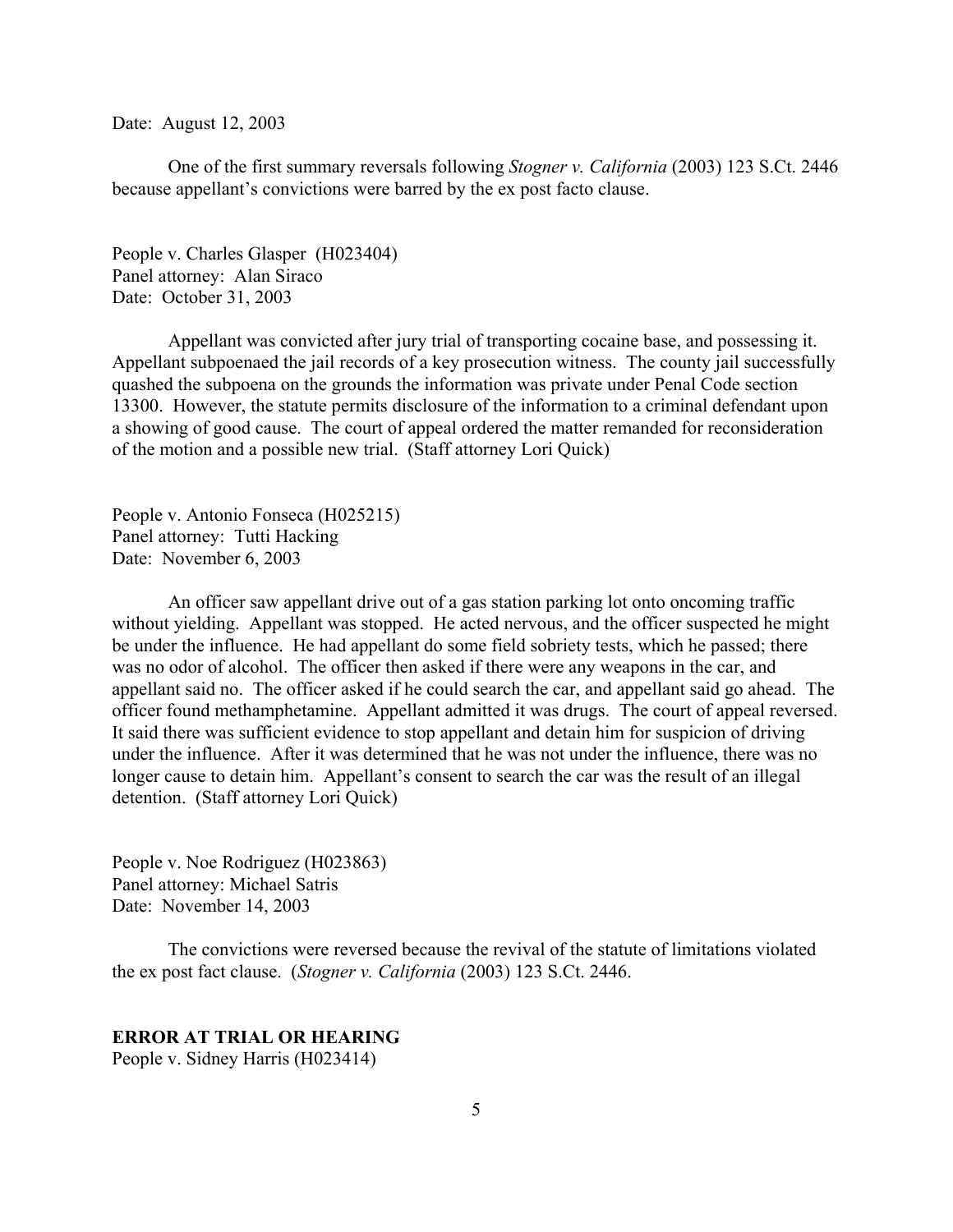Date: August 12, 2003

One of the first summary reversals following *Stogner v. California* (2003) 123 S.Ct. 2446 because appellant's convictions were barred by the ex post facto clause.

People v. Charles Glasper (H023404)
Panel attorney: Alan Siraco
Date: October 31, 2003

Appellant was convicted after jury trial of transporting cocaine base, and possessing it. Appellant subpoenaed the jail records of a key prosecution witness. The county jail successfully quashed the subpoena on the grounds the information was private under Penal Code section 13300. However, the statute permits disclosure of the information to a criminal defendant upon a showing of good cause. The court of appeal ordered the matter remanded for reconsideration of the motion and a possible new trial. (Staff attorney Lori Quick)

People v. Antonio Fonseca (H025215)
Panel attorney: Tutti Hacking
Date: November 6, 2003

An officer saw appellant drive out of a gas station parking lot onto oncoming traffic without yielding. Appellant was stopped. He acted nervous, and the officer suspected he might be under the influence. He had appellant do some field sobriety tests, which he passed; there was no odor of alcohol. The officer then asked if there were any weapons in the car, and appellant said no. The officer asked if he could search the car, and appellant said go ahead. The officer found methamphetamine. Appellant admitted it was drugs. The court of appeal reversed. It said there was sufficient evidence to stop appellant and detain him for suspicion of driving under the influence. After it was determined that he was not under the influence, there was no longer cause to detain him. Appellant's consent to search the car was the result of an illegal detention. (Staff attorney Lori Quick)

People v. Noe Rodriguez (H023863)
Panel attorney: Michael Satris
Date: November 14, 2003

The convictions were reversed because the revival of the statute of limitations violated the ex post fact clause. (*Stogner v. California* (2003) 123 S.Ct. 2446.

**ERROR AT TRIAL OR HEARING**

People v. Sidney Harris (H023414)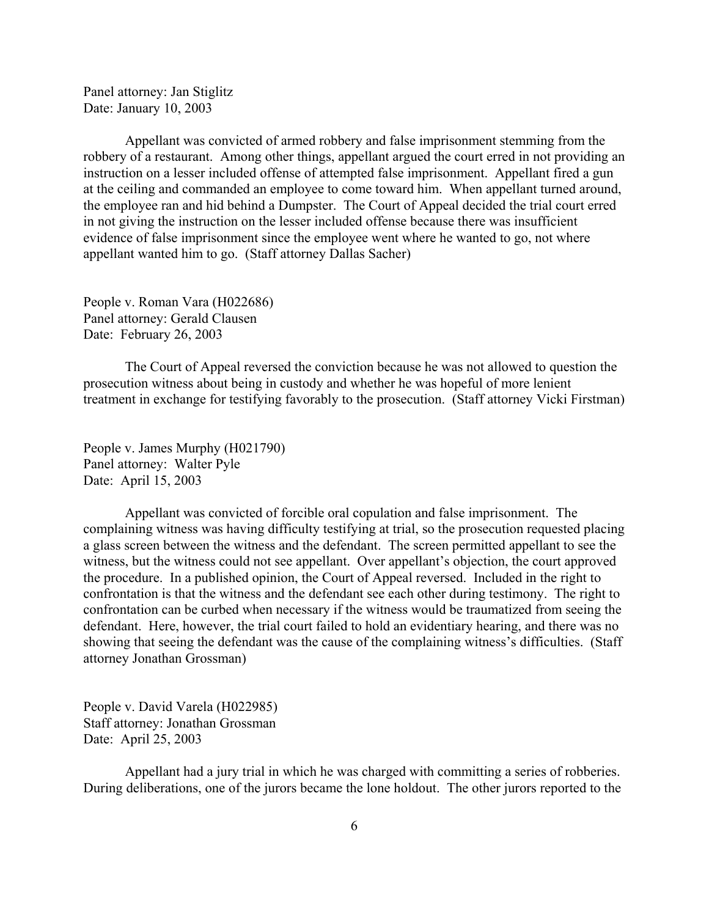Panel attorney: Jan Stiglitz
Date: January 10, 2003

Appellant was convicted of armed robbery and false imprisonment stemming from the robbery of a restaurant. Among other things, appellant argued the court erred in not providing an instruction on a lesser included offense of attempted false imprisonment. Appellant fired a gun at the ceiling and commanded an employee to come toward him. When appellant turned around, the employee ran and hid behind a Dumpster. The Court of Appeal decided the trial court erred in not giving the instruction on the lesser included offense because there was insufficient evidence of false imprisonment since the employee went where he wanted to go, not where appellant wanted him to go. (Staff attorney Dallas Sacher)

People v. Roman Vara (H022686)
Panel attorney: Gerald Clausen
Date: February 26, 2003

The Court of Appeal reversed the conviction because he was not allowed to question the prosecution witness about being in custody and whether he was hopeful of more lenient treatment in exchange for testifying favorably to the prosecution. (Staff attorney Vicki Firstman)

People v. James Murphy (H021790)
Panel attorney: Walter Pyle
Date: April 15, 2003

Appellant was convicted of forcible oral copulation and false imprisonment. The complaining witness was having difficulty testifying at trial, so the prosecution requested placing a glass screen between the witness and the defendant. The screen permitted appellant to see the witness, but the witness could not see appellant. Over appellant's objection, the court approved the procedure. In a published opinion, the Court of Appeal reversed. Included in the right to confrontation is that the witness and the defendant see each other during testimony. The right to confrontation can be curbed when necessary if the witness would be traumatized from seeing the defendant. Here, however, the trial court failed to hold an evidentiary hearing, and there was no showing that seeing the defendant was the cause of the complaining witness's difficulties. (Staff attorney Jonathan Grossman)

People v. David Varela (H022985)
Staff attorney: Jonathan Grossman
Date: April 25, 2003

Appellant had a jury trial in which he was charged with committing a series of robberies. During deliberations, one of the jurors became the lone holdout. The other jurors reported to the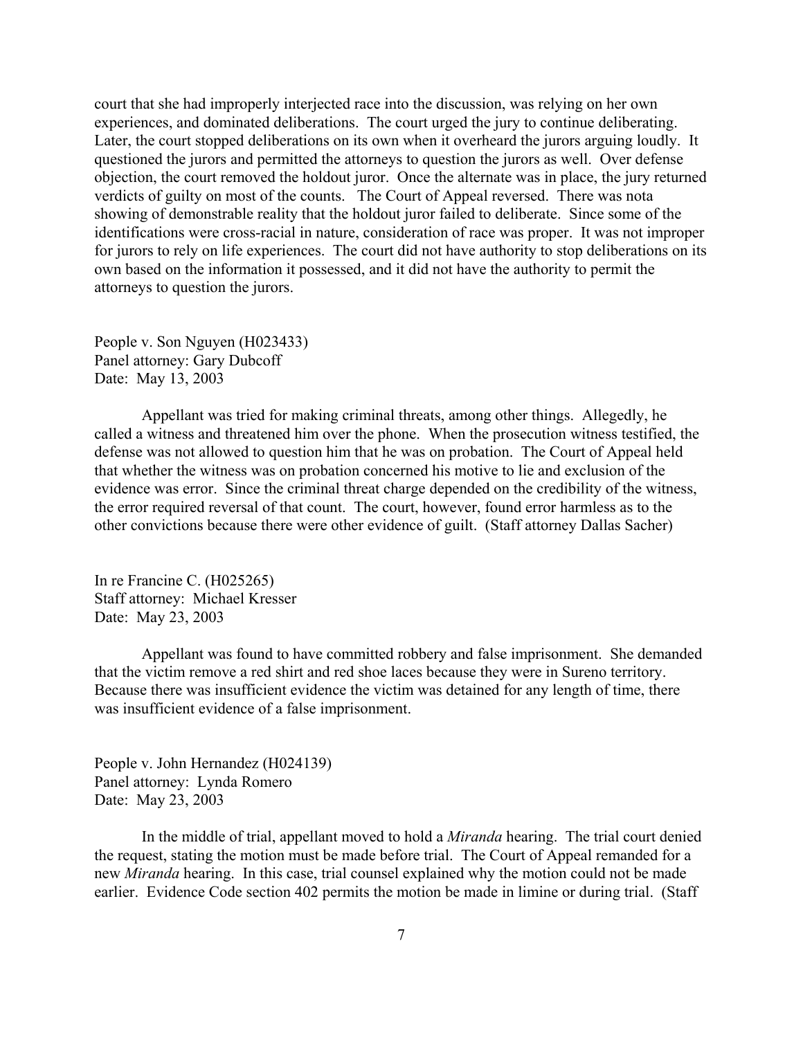court that she had improperly interjected race into the discussion, was relying on her own experiences, and dominated deliberations. The court urged the jury to continue deliberating. Later, the court stopped deliberations on its own when it overheard the jurors arguing loudly. It questioned the jurors and permitted the attorneys to question the jurors as well. Over defense objection, the court removed the holdout juror. Once the alternate was in place, the jury returned verdicts of guilty on most of the counts. The Court of Appeal reversed. There was nota showing of demonstrable reality that the holdout juror failed to deliberate. Since some of the identifications were cross-racial in nature, consideration of race was proper. It was not improper for jurors to rely on life experiences. The court did not have authority to stop deliberations on its own based on the information it possessed, and it did not have the authority to permit the attorneys to question the jurors.

People v. Son Nguyen (H023433)
Panel attorney: Gary Dubcoff
Date: May 13, 2003

Appellant was tried for making criminal threats, among other things. Allegedly, he called a witness and threatened him over the phone. When the prosecution witness testified, the defense was not allowed to question him that he was on probation. The Court of Appeal held that whether the witness was on probation concerned his motive to lie and exclusion of the evidence was error. Since the criminal threat charge depended on the credibility of the witness, the error required reversal of that count. The court, however, found error harmless as to the other convictions because there were other evidence of guilt. (Staff attorney Dallas Sacher)

In re Francine C. (H025265)
Staff attorney: Michael Kresser
Date: May 23, 2003

Appellant was found to have committed robbery and false imprisonment. She demanded that the victim remove a red shirt and red shoe laces because they were in Sureno territory. Because there was insufficient evidence the victim was detained for any length of time, there was insufficient evidence of a false imprisonment.

People v. John Hernandez (H024139)
Panel attorney: Lynda Romero
Date: May 23, 2003

In the middle of trial, appellant moved to hold a *Miranda* hearing. The trial court denied the request, stating the motion must be made before trial. The Court of Appeal remanded for a new *Miranda* hearing. In this case, trial counsel explained why the motion could not be made earlier. Evidence Code section 402 permits the motion be made in limine or during trial. (Staff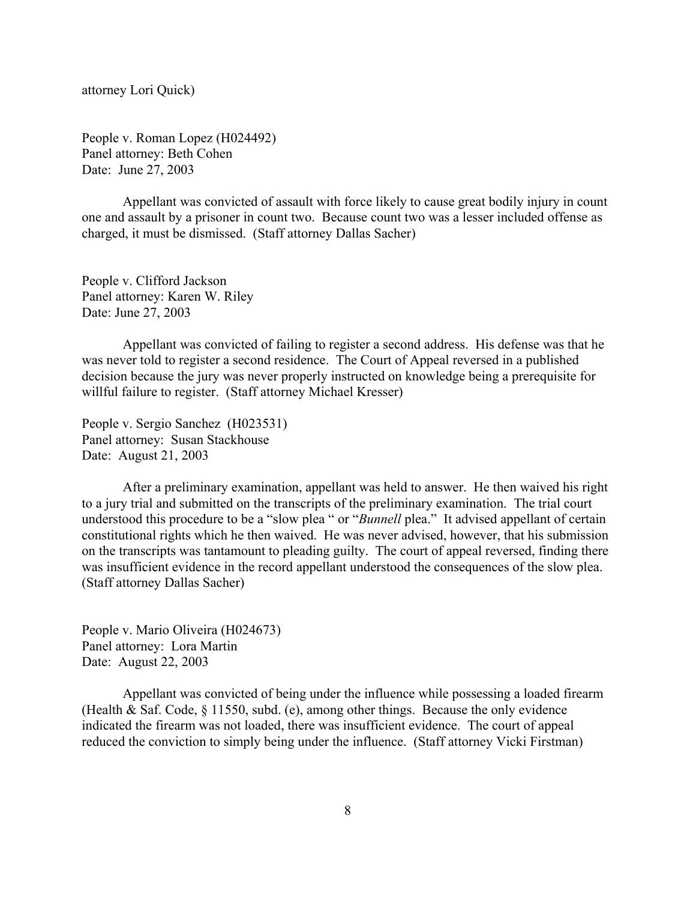attorney Lori Quick)

People v. Roman Lopez (H024492)
Panel attorney: Beth Cohen
Date: June 27, 2003

Appellant was convicted of assault with force likely to cause great bodily injury in count one and assault by a prisoner in count two. Because count two was a lesser included offense as charged, it must be dismissed. (Staff attorney Dallas Sacher)

People v. Clifford Jackson
Panel attorney: Karen W. Riley
Date: June 27, 2003

Appellant was convicted of failing to register a second address. His defense was that he was never told to register a second residence. The Court of Appeal reversed in a published decision because the jury was never properly instructed on knowledge being a prerequisite for willful failure to register. (Staff attorney Michael Kresser)

People v. Sergio Sanchez (H023531)
Panel attorney: Susan Stackhouse
Date: August 21, 2003

After a preliminary examination, appellant was held to answer. He then waived his right to a jury trial and submitted on the transcripts of the preliminary examination. The trial court understood this procedure to be a "slow plea " or "*Bunnell* plea." It advised appellant of certain constitutional rights which he then waived. He was never advised, however, that his submission on the transcripts was tantamount to pleading guilty. The court of appeal reversed, finding there was insufficient evidence in the record appellant understood the consequences of the slow plea. (Staff attorney Dallas Sacher)

People v. Mario Oliveira (H024673)
Panel attorney: Lora Martin
Date: August 22, 2003

Appellant was convicted of being under the influence while possessing a loaded firearm (Health & Saf. Code, § 11550, subd. (e), among other things. Because the only evidence indicated the firearm was not loaded, there was insufficient evidence. The court of appeal reduced the conviction to simply being under the influence. (Staff attorney Vicki Firstman)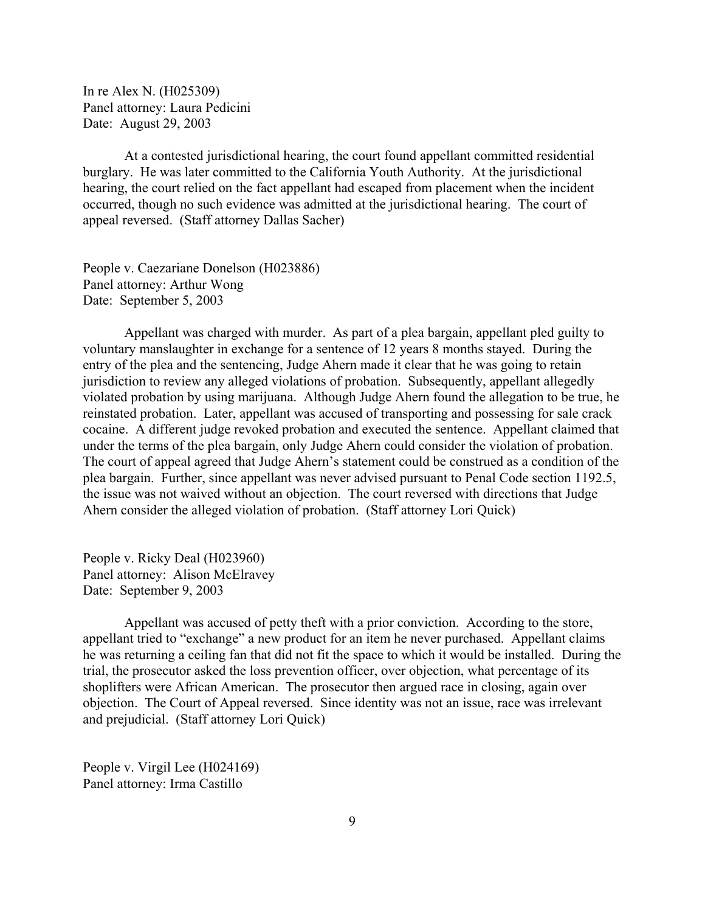In re Alex N. (H025309)
Panel attorney: Laura Pedicini
Date: August 29, 2003

At a contested jurisdictional hearing, the court found appellant committed residential burglary. He was later committed to the California Youth Authority. At the jurisdictional hearing, the court relied on the fact appellant had escaped from placement when the incident occurred, though no such evidence was admitted at the jurisdictional hearing. The court of appeal reversed. (Staff attorney Dallas Sacher)

People v. Caezariane Donelson (H023886)
Panel attorney: Arthur Wong
Date: September 5, 2003

Appellant was charged with murder. As part of a plea bargain, appellant pled guilty to voluntary manslaughter in exchange for a sentence of 12 years 8 months stayed. During the entry of the plea and the sentencing, Judge Ahern made it clear that he was going to retain jurisdiction to review any alleged violations of probation. Subsequently, appellant allegedly violated probation by using marijuana. Although Judge Ahern found the allegation to be true, he reinstated probation. Later, appellant was accused of transporting and possessing for sale crack cocaine. A different judge revoked probation and executed the sentence. Appellant claimed that under the terms of the plea bargain, only Judge Ahern could consider the violation of probation. The court of appeal agreed that Judge Ahern's statement could be construed as a condition of the plea bargain. Further, since appellant was never advised pursuant to Penal Code section 1192.5, the issue was not waived without an objection. The court reversed with directions that Judge Ahern consider the alleged violation of probation. (Staff attorney Lori Quick)

People v. Ricky Deal (H023960)
Panel attorney: Alison McElravey
Date: September 9, 2003

Appellant was accused of petty theft with a prior conviction. According to the store, appellant tried to "exchange" a new product for an item he never purchased. Appellant claims he was returning a ceiling fan that did not fit the space to which it would be installed. During the trial, the prosecutor asked the loss prevention officer, over objection, what percentage of its shoplifters were African American. The prosecutor then argued race in closing, again over objection. The Court of Appeal reversed. Since identity was not an issue, race was irrelevant and prejudicial. (Staff attorney Lori Quick)

People v. Virgil Lee (H024169)
Panel attorney: Irma Castillo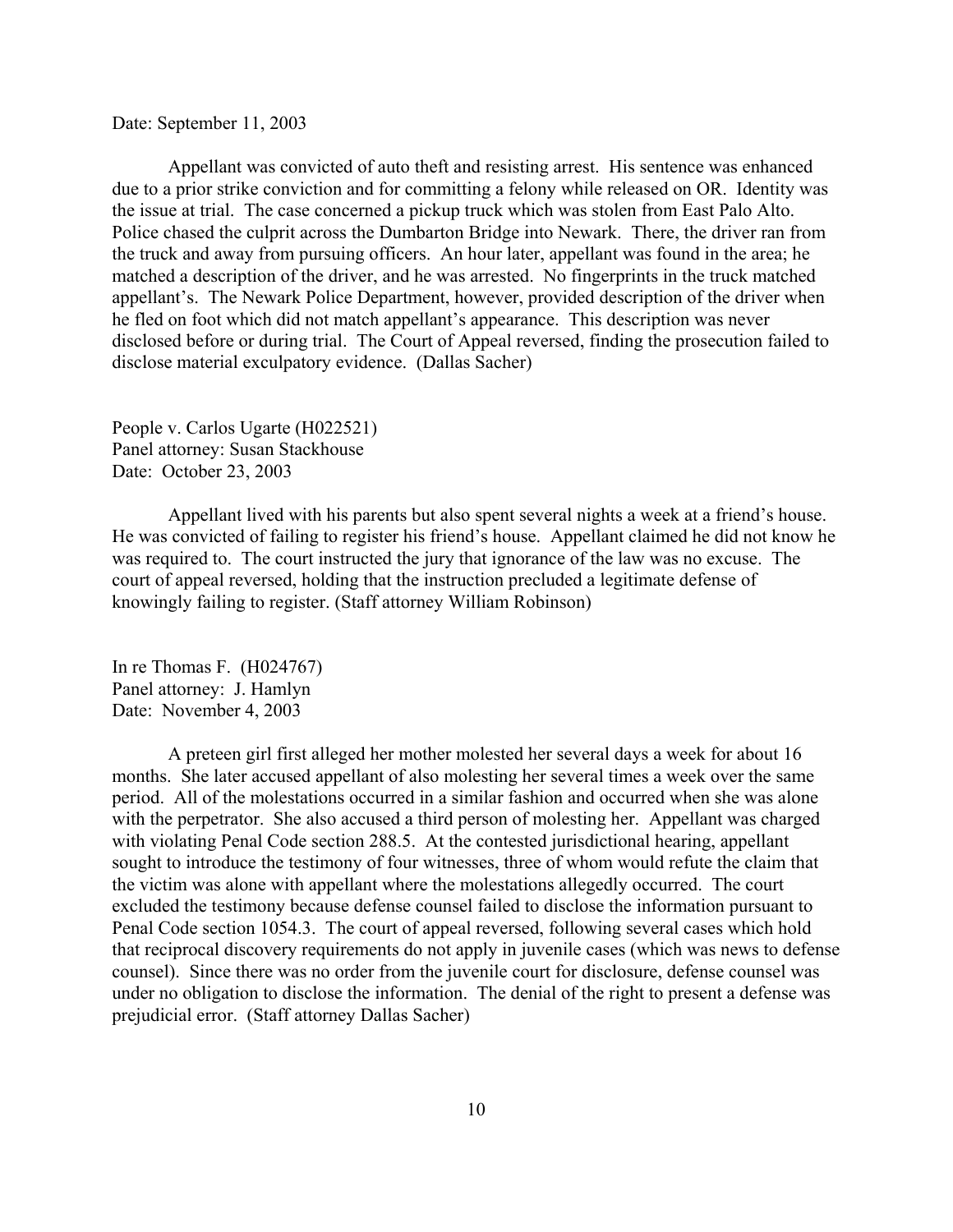Date: September 11, 2003

Appellant was convicted of auto theft and resisting arrest. His sentence was enhanced due to a prior strike conviction and for committing a felony while released on OR. Identity was the issue at trial. The case concerned a pickup truck which was stolen from East Palo Alto. Police chased the culprit across the Dumbarton Bridge into Newark. There, the driver ran from the truck and away from pursuing officers. An hour later, appellant was found in the area; he matched a description of the driver, and he was arrested. No fingerprints in the truck matched appellant's. The Newark Police Department, however, provided description of the driver when he fled on foot which did not match appellant's appearance. This description was never disclosed before or during trial. The Court of Appeal reversed, finding the prosecution failed to disclose material exculpatory evidence. (Dallas Sacher)

People v. Carlos Ugarte (H022521)
Panel attorney: Susan Stackhouse
Date: October 23, 2003

Appellant lived with his parents but also spent several nights a week at a friend's house. He was convicted of failing to register his friend's house. Appellant claimed he did not know he was required to. The court instructed the jury that ignorance of the law was no excuse. The court of appeal reversed, holding that the instruction precluded a legitimate defense of knowingly failing to register. (Staff attorney William Robinson)

In re Thomas F. (H024767)
Panel attorney: J. Hamlyn
Date: November 4, 2003

A preteen girl first alleged her mother molested her several days a week for about 16 months. She later accused appellant of also molesting her several times a week over the same period. All of the molestations occurred in a similar fashion and occurred when she was alone with the perpetrator. She also accused a third person of molesting her. Appellant was charged with violating Penal Code section 288.5. At the contested jurisdictional hearing, appellant sought to introduce the testimony of four witnesses, three of whom would refute the claim that the victim was alone with appellant where the molestations allegedly occurred. The court excluded the testimony because defense counsel failed to disclose the information pursuant to Penal Code section 1054.3. The court of appeal reversed, following several cases which hold that reciprocal discovery requirements do not apply in juvenile cases (which was news to defense counsel). Since there was no order from the juvenile court for disclosure, defense counsel was under no obligation to disclose the information. The denial of the right to present a defense was prejudicial error. (Staff attorney Dallas Sacher)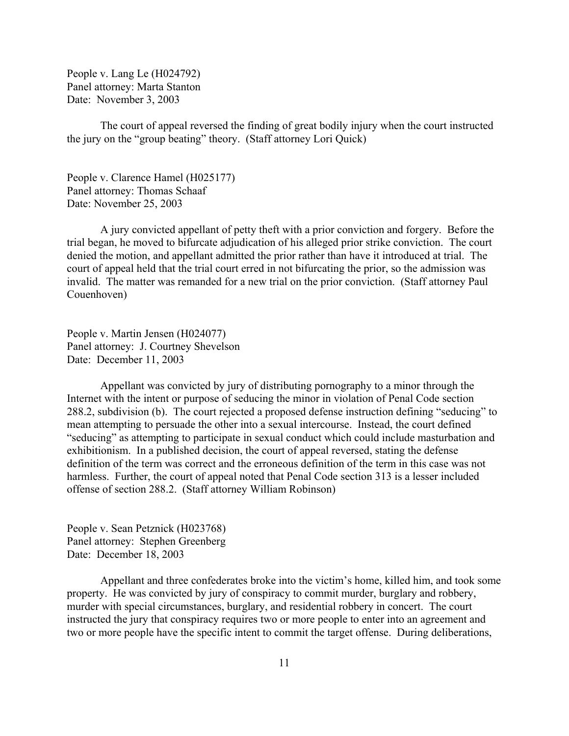People v. Lang Le (H024792)
Panel attorney: Marta Stanton
Date: November 3, 2003

The court of appeal reversed the finding of great bodily injury when the court instructed the jury on the "group beating" theory. (Staff attorney Lori Quick)

People v. Clarence Hamel (H025177)
Panel attorney: Thomas Schaaf
Date: November 25, 2003

A jury convicted appellant of petty theft with a prior conviction and forgery. Before the trial began, he moved to bifurcate adjudication of his alleged prior strike conviction. The court denied the motion, and appellant admitted the prior rather than have it introduced at trial. The court of appeal held that the trial court erred in not bifurcating the prior, so the admission was invalid. The matter was remanded for a new trial on the prior conviction. (Staff attorney Paul Couenhoven)

People v. Martin Jensen (H024077)
Panel attorney: J. Courtney Shevelson
Date: December 11, 2003

Appellant was convicted by jury of distributing pornography to a minor through the Internet with the intent or purpose of seducing the minor in violation of Penal Code section 288.2, subdivision (b). The court rejected a proposed defense instruction defining "seducing" to mean attempting to persuade the other into a sexual intercourse. Instead, the court defined "seducing" as attempting to participate in sexual conduct which could include masturbation and exhibitionism. In a published decision, the court of appeal reversed, stating the defense definition of the term was correct and the erroneous definition of the term in this case was not harmless. Further, the court of appeal noted that Penal Code section 313 is a lesser included offense of section 288.2. (Staff attorney William Robinson)

People v. Sean Petznick (H023768)
Panel attorney: Stephen Greenberg
Date: December 18, 2003

Appellant and three confederates broke into the victim's home, killed him, and took some property. He was convicted by jury of conspiracy to commit murder, burglary and robbery, murder with special circumstances, burglary, and residential robbery in concert. The court instructed the jury that conspiracy requires two or more people to enter into an agreement and two or more people have the specific intent to commit the target offense. During deliberations,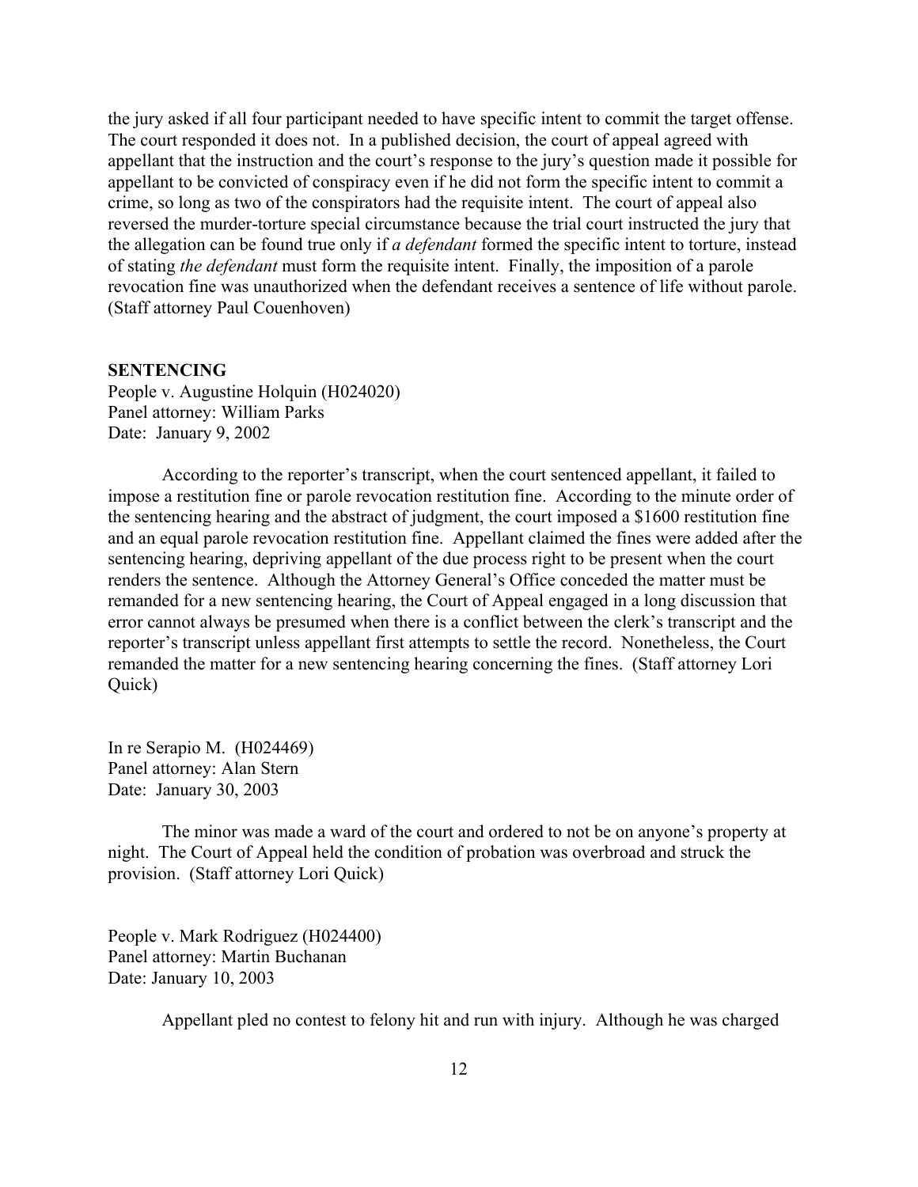the jury asked if all four participant needed to have specific intent to commit the target offense. The court responded it does not. In a published decision, the court of appeal agreed with appellant that the instruction and the court's response to the jury's question made it possible for appellant to be convicted of conspiracy even if he did not form the specific intent to commit a crime, so long as two of the conspirators had the requisite intent. The court of appeal also reversed the murder-torture special circumstance because the trial court instructed the jury that the allegation can be found true only if *a defendant* formed the specific intent to torture, instead of stating *the defendant* must form the requisite intent. Finally, the imposition of a parole revocation fine was unauthorized when the defendant receives a sentence of life without parole. (Staff attorney Paul Couenhoven)

**SENTENCING**

People v. Augustine Holquin (H024020)
Panel attorney: William Parks
Date: January 9, 2002

According to the reporter's transcript, when the court sentenced appellant, it failed to impose a restitution fine or parole revocation restitution fine. According to the minute order of the sentencing hearing and the abstract of judgment, the court imposed a $1600 restitution fine and an equal parole revocation restitution fine. Appellant claimed the fines were added after the sentencing hearing, depriving appellant of the due process right to be present when the court renders the sentence. Although the Attorney General's Office conceded the matter must be remanded for a new sentencing hearing, the Court of Appeal engaged in a long discussion that error cannot always be presumed when there is a conflict between the clerk's transcript and the reporter's transcript unless appellant first attempts to settle the record. Nonetheless, the Court remanded the matter for a new sentencing hearing concerning the fines. (Staff attorney Lori Quick)

In re Serapio M. (H024469)
Panel attorney: Alan Stern
Date: January 30, 2003

The minor was made a ward of the court and ordered to not be on anyone's property at night. The Court of Appeal held the condition of probation was overbroad and struck the provision. (Staff attorney Lori Quick)

People v. Mark Rodriguez (H024400)
Panel attorney: Martin Buchanan
Date: January 10, 2003

Appellant pled no contest to felony hit and run with injury. Although he was charged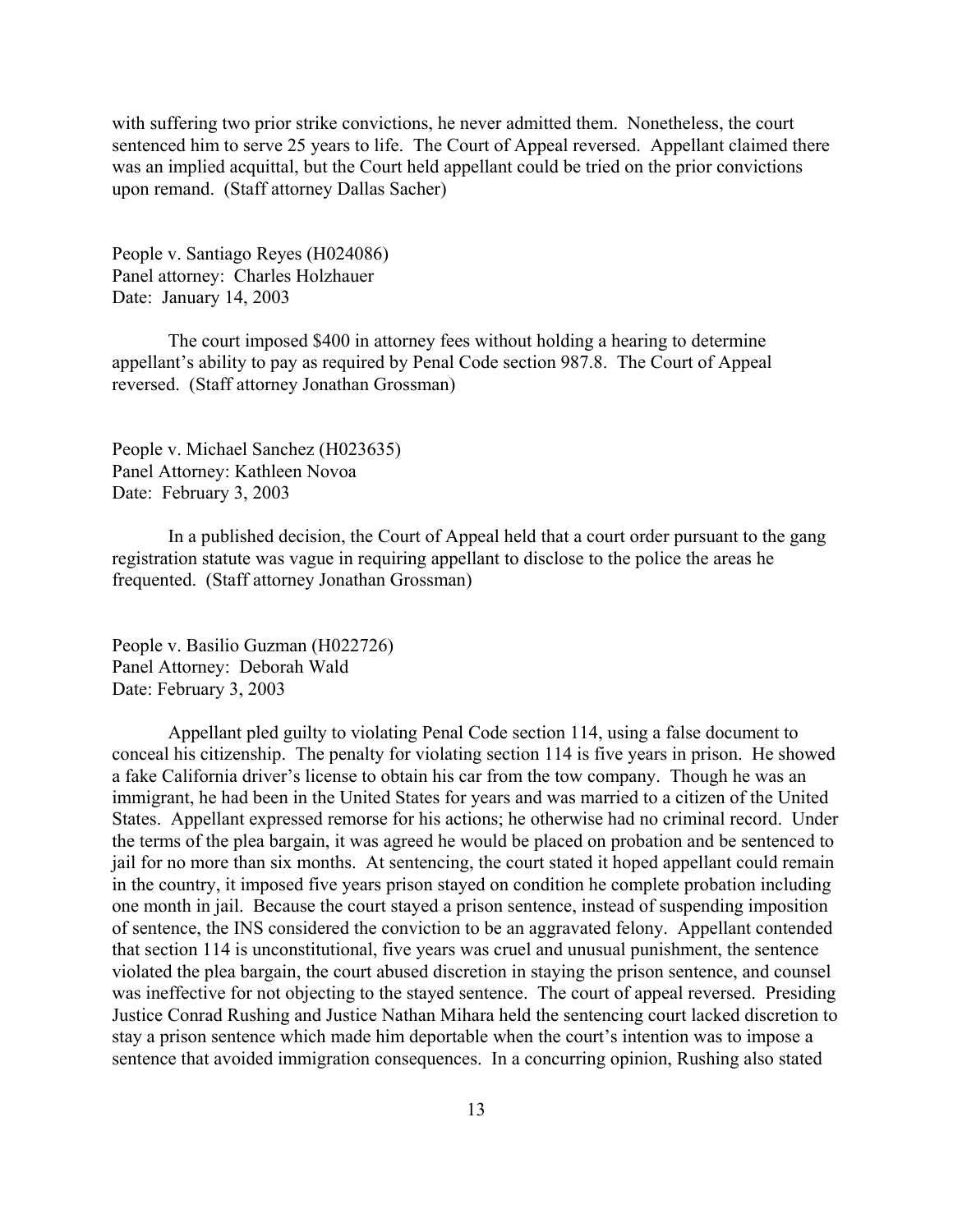with suffering two prior strike convictions, he never admitted them. Nonetheless, the court sentenced him to serve 25 years to life. The Court of Appeal reversed. Appellant claimed there was an implied acquittal, but the Court held appellant could be tried on the prior convictions upon remand. (Staff attorney Dallas Sacher)

People v. Santiago Reyes (H024086)
Panel attorney: Charles Holzhauer
Date: January 14, 2003

The court imposed $400 in attorney fees without holding a hearing to determine appellant's ability to pay as required by Penal Code section 987.8. The Court of Appeal reversed. (Staff attorney Jonathan Grossman)

People v. Michael Sanchez (H023635)
Panel Attorney: Kathleen Novoa
Date: February 3, 2003

In a published decision, the Court of Appeal held that a court order pursuant to the gang registration statute was vague in requiring appellant to disclose to the police the areas he frequented. (Staff attorney Jonathan Grossman)

People v. Basilio Guzman (H022726)
Panel Attorney: Deborah Wald
Date: February 3, 2003

Appellant pled guilty to violating Penal Code section 114, using a false document to conceal his citizenship. The penalty for violating section 114 is five years in prison. He showed a fake California driver's license to obtain his car from the tow company. Though he was an immigrant, he had been in the United States for years and was married to a citizen of the United States. Appellant expressed remorse for his actions; he otherwise had no criminal record. Under the terms of the plea bargain, it was agreed he would be placed on probation and be sentenced to jail for no more than six months. At sentencing, the court stated it hoped appellant could remain in the country, it imposed five years prison stayed on condition he complete probation including one month in jail. Because the court stayed a prison sentence, instead of suspending imposition of sentence, the INS considered the conviction to be an aggravated felony. Appellant contended that section 114 is unconstitutional, five years was cruel and unusual punishment, the sentence violated the plea bargain, the court abused discretion in staying the prison sentence, and counsel was ineffective for not objecting to the stayed sentence. The court of appeal reversed. Presiding Justice Conrad Rushing and Justice Nathan Mihara held the sentencing court lacked discretion to stay a prison sentence which made him deportable when the court's intention was to impose a sentence that avoided immigration consequences. In a concurring opinion, Rushing also stated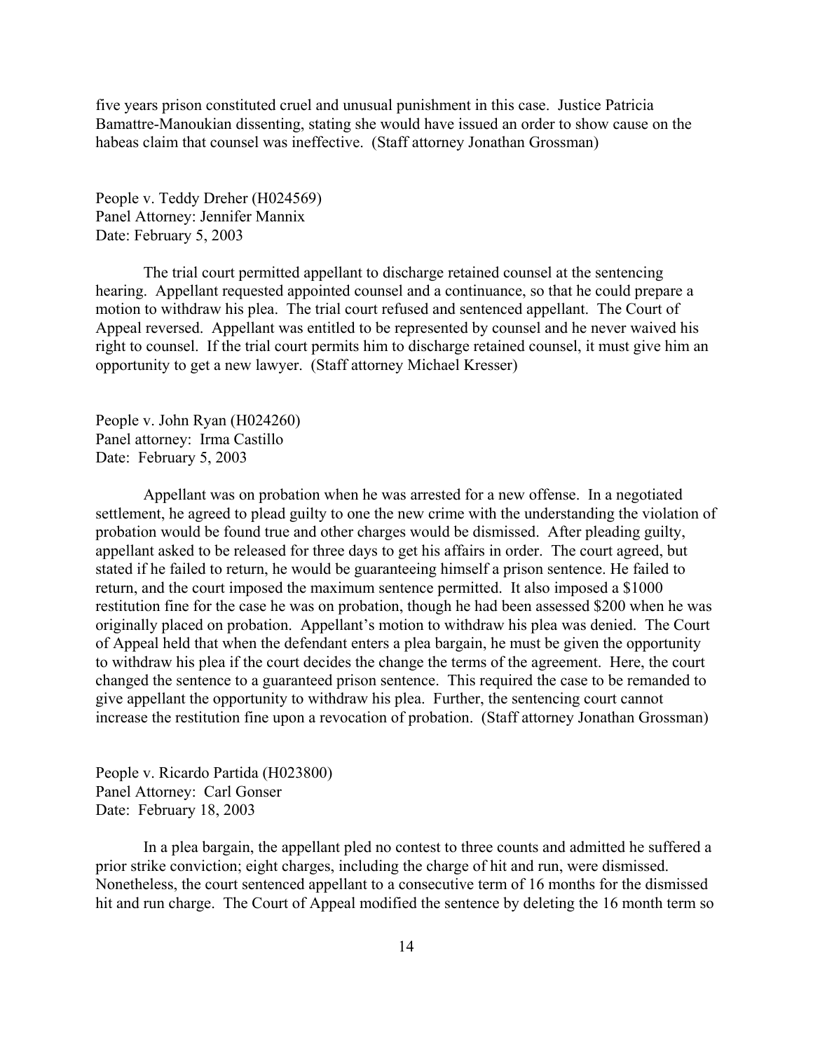five years prison constituted cruel and unusual punishment in this case. Justice Patricia Bamattre-Manoukian dissenting, stating she would have issued an order to show cause on the habeas claim that counsel was ineffective. (Staff attorney Jonathan Grossman)

People v. Teddy Dreher (H024569)
Panel Attorney: Jennifer Mannix
Date: February 5, 2003

The trial court permitted appellant to discharge retained counsel at the sentencing hearing. Appellant requested appointed counsel and a continuance, so that he could prepare a motion to withdraw his plea. The trial court refused and sentenced appellant. The Court of Appeal reversed. Appellant was entitled to be represented by counsel and he never waived his right to counsel. If the trial court permits him to discharge retained counsel, it must give him an opportunity to get a new lawyer. (Staff attorney Michael Kresser)

People v. John Ryan (H024260)
Panel attorney: Irma Castillo
Date: February 5, 2003

Appellant was on probation when he was arrested for a new offense. In a negotiated settlement, he agreed to plead guilty to one the new crime with the understanding the violation of probation would be found true and other charges would be dismissed. After pleading guilty, appellant asked to be released for three days to get his affairs in order. The court agreed, but stated if he failed to return, he would be guaranteeing himself a prison sentence. He failed to return, and the court imposed the maximum sentence permitted. It also imposed a $1000 restitution fine for the case he was on probation, though he had been assessed $200 when he was originally placed on probation. Appellant's motion to withdraw his plea was denied. The Court of Appeal held that when the defendant enters a plea bargain, he must be given the opportunity to withdraw his plea if the court decides the change the terms of the agreement. Here, the court changed the sentence to a guaranteed prison sentence. This required the case to be remanded to give appellant the opportunity to withdraw his plea. Further, the sentencing court cannot increase the restitution fine upon a revocation of probation. (Staff attorney Jonathan Grossman)

People v. Ricardo Partida (H023800)
Panel Attorney: Carl Gonser
Date: February 18, 2003

In a plea bargain, the appellant pled no contest to three counts and admitted he suffered a prior strike conviction; eight charges, including the charge of hit and run, were dismissed. Nonetheless, the court sentenced appellant to a consecutive term of 16 months for the dismissed hit and run charge. The Court of Appeal modified the sentence by deleting the 16 month term so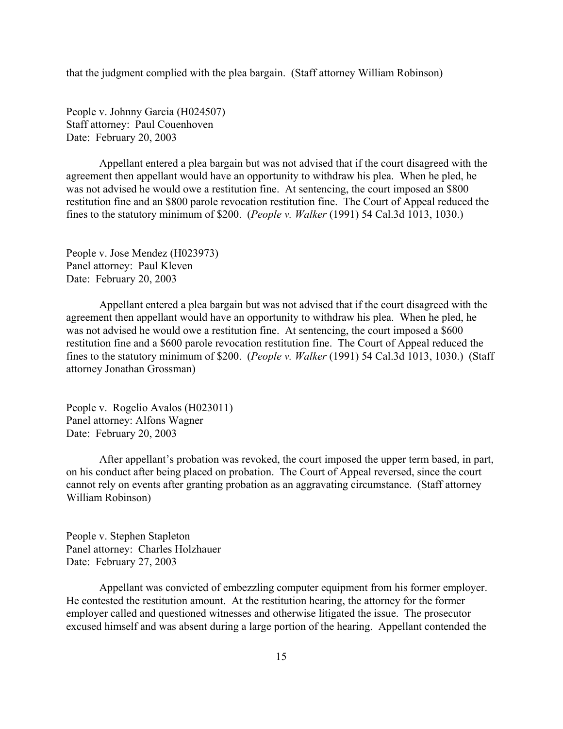that the judgment complied with the plea bargain. (Staff attorney William Robinson)

People v. Johnny Garcia (H024507)
Staff attorney: Paul Couenhoven
Date: February 20, 2003

Appellant entered a plea bargain but was not advised that if the court disagreed with the agreement then appellant would have an opportunity to withdraw his plea. When he pled, he was not advised he would owe a restitution fine. At sentencing, the court imposed an $800 restitution fine and an $800 parole revocation restitution fine. The Court of Appeal reduced the fines to the statutory minimum of $200. (*People v. Walker* (1991) 54 Cal.3d 1013, 1030.)

People v. Jose Mendez (H023973)
Panel attorney: Paul Kleven
Date: February 20, 2003

Appellant entered a plea bargain but was not advised that if the court disagreed with the agreement then appellant would have an opportunity to withdraw his plea. When he pled, he was not advised he would owe a restitution fine. At sentencing, the court imposed a $600 restitution fine and a $600 parole revocation restitution fine. The Court of Appeal reduced the fines to the statutory minimum of $200. (*People v. Walker* (1991) 54 Cal.3d 1013, 1030.) (Staff attorney Jonathan Grossman)

People v. Rogelio Avalos (H023011)
Panel attorney: Alfons Wagner
Date: February 20, 2003

After appellant's probation was revoked, the court imposed the upper term based, in part, on his conduct after being placed on probation. The Court of Appeal reversed, since the court cannot rely on events after granting probation as an aggravating circumstance. (Staff attorney William Robinson)

People v. Stephen Stapleton
Panel attorney: Charles Holzhauer
Date: February 27, 2003

Appellant was convicted of embezzling computer equipment from his former employer. He contested the restitution amount. At the restitution hearing, the attorney for the former employer called and questioned witnesses and otherwise litigated the issue. The prosecutor excused himself and was absent during a large portion of the hearing. Appellant contended the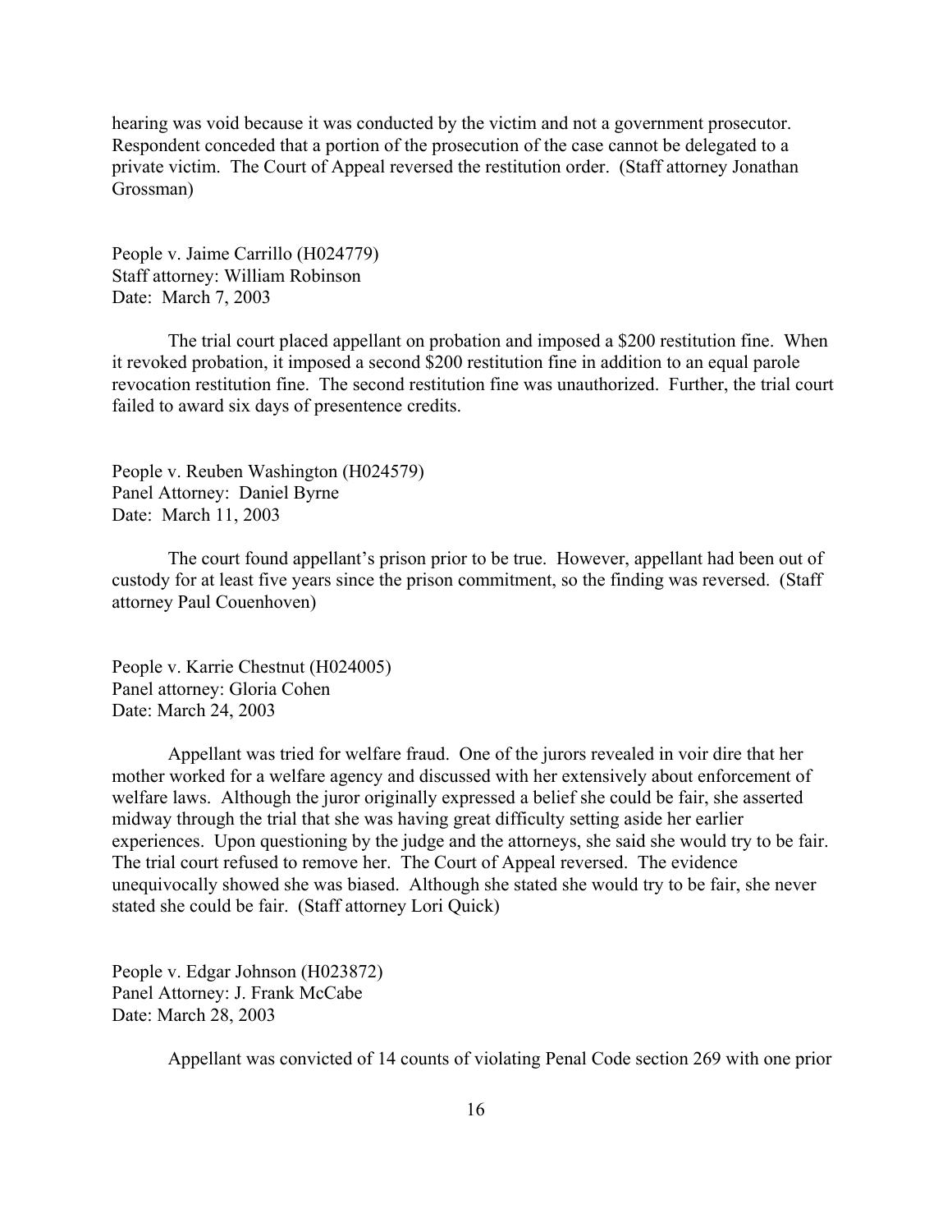hearing was void because it was conducted by the victim and not a government prosecutor. Respondent conceded that a portion of the prosecution of the case cannot be delegated to a private victim. The Court of Appeal reversed the restitution order. (Staff attorney Jonathan Grossman)

People v. Jaime Carrillo (H024779)
Staff attorney: William Robinson
Date: March 7, 2003

The trial court placed appellant on probation and imposed a $200 restitution fine. When it revoked probation, it imposed a second $200 restitution fine in addition to an equal parole revocation restitution fine. The second restitution fine was unauthorized. Further, the trial court failed to award six days of presentence credits.

People v. Reuben Washington (H024579)
Panel Attorney: Daniel Byrne
Date: March 11, 2003

The court found appellant's prison prior to be true. However, appellant had been out of custody for at least five years since the prison commitment, so the finding was reversed. (Staff attorney Paul Couenhoven)

People v. Karrie Chestnut (H024005)
Panel attorney: Gloria Cohen
Date: March 24, 2003

Appellant was tried for welfare fraud. One of the jurors revealed in voir dire that her mother worked for a welfare agency and discussed with her extensively about enforcement of welfare laws. Although the juror originally expressed a belief she could be fair, she asserted midway through the trial that she was having great difficulty setting aside her earlier experiences. Upon questioning by the judge and the attorneys, she said she would try to be fair. The trial court refused to remove her. The Court of Appeal reversed. The evidence unequivocally showed she was biased. Although she stated she would try to be fair, she never stated she could be fair. (Staff attorney Lori Quick)

People v. Edgar Johnson (H023872)
Panel Attorney: J. Frank McCabe
Date: March 28, 2003

Appellant was convicted of 14 counts of violating Penal Code section 269 with one prior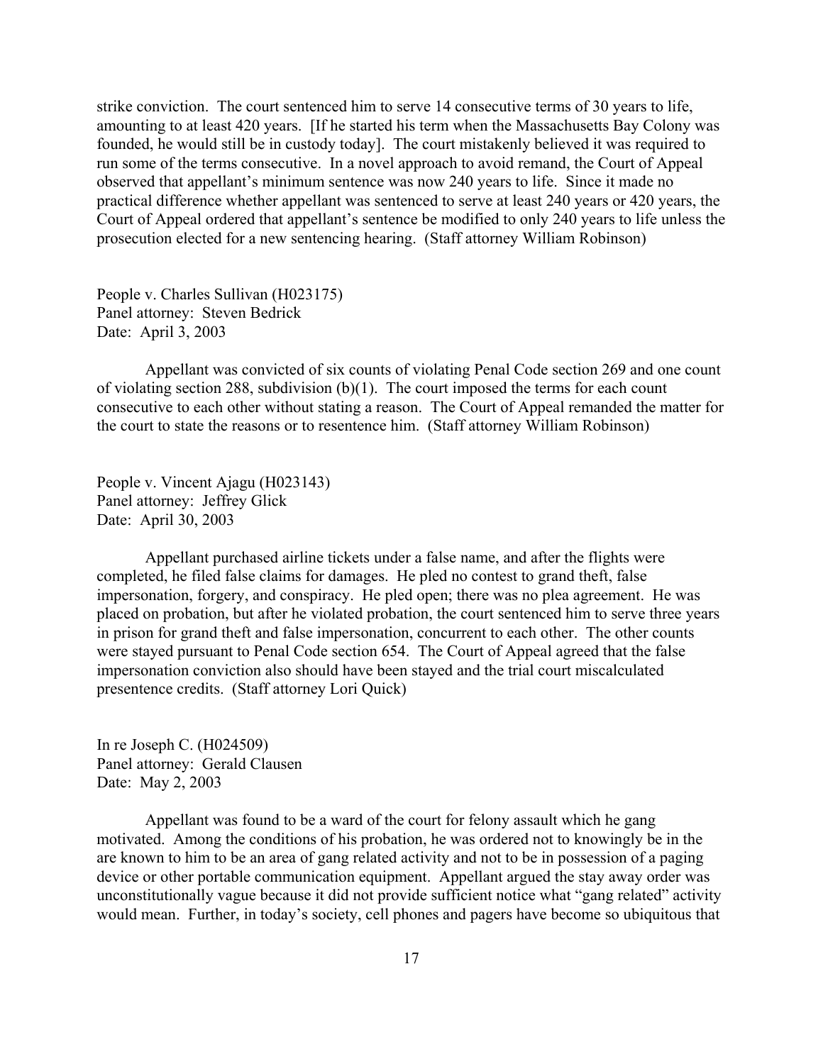strike conviction. The court sentenced him to serve 14 consecutive terms of 30 years to life, amounting to at least 420 years. [If he started his term when the Massachusetts Bay Colony was founded, he would still be in custody today]. The court mistakenly believed it was required to run some of the terms consecutive. In a novel approach to avoid remand, the Court of Appeal observed that appellant's minimum sentence was now 240 years to life. Since it made no practical difference whether appellant was sentenced to serve at least 240 years or 420 years, the Court of Appeal ordered that appellant's sentence be modified to only 240 years to life unless the prosecution elected for a new sentencing hearing. (Staff attorney William Robinson)

People v. Charles Sullivan (H023175)
Panel attorney: Steven Bedrick
Date: April 3, 2003

Appellant was convicted of six counts of violating Penal Code section 269 and one count of violating section 288, subdivision (b)(1). The court imposed the terms for each count consecutive to each other without stating a reason. The Court of Appeal remanded the matter for the court to state the reasons or to resentence him. (Staff attorney William Robinson)

People v. Vincent Ajagu (H023143)
Panel attorney: Jeffrey Glick
Date: April 30, 2003

Appellant purchased airline tickets under a false name, and after the flights were completed, he filed false claims for damages. He pled no contest to grand theft, false impersonation, forgery, and conspiracy. He pled open; there was no plea agreement. He was placed on probation, but after he violated probation, the court sentenced him to serve three years in prison for grand theft and false impersonation, concurrent to each other. The other counts were stayed pursuant to Penal Code section 654. The Court of Appeal agreed that the false impersonation conviction also should have been stayed and the trial court miscalculated presentence credits. (Staff attorney Lori Quick)

In re Joseph C. (H024509)
Panel attorney: Gerald Clausen
Date: May 2, 2003

Appellant was found to be a ward of the court for felony assault which he gang motivated. Among the conditions of his probation, he was ordered not to knowingly be in the are known to him to be an area of gang related activity and not to be in possession of a paging device or other portable communication equipment. Appellant argued the stay away order was unconstitutionally vague because it did not provide sufficient notice what "gang related" activity would mean. Further, in today's society, cell phones and pagers have become so ubiquitous that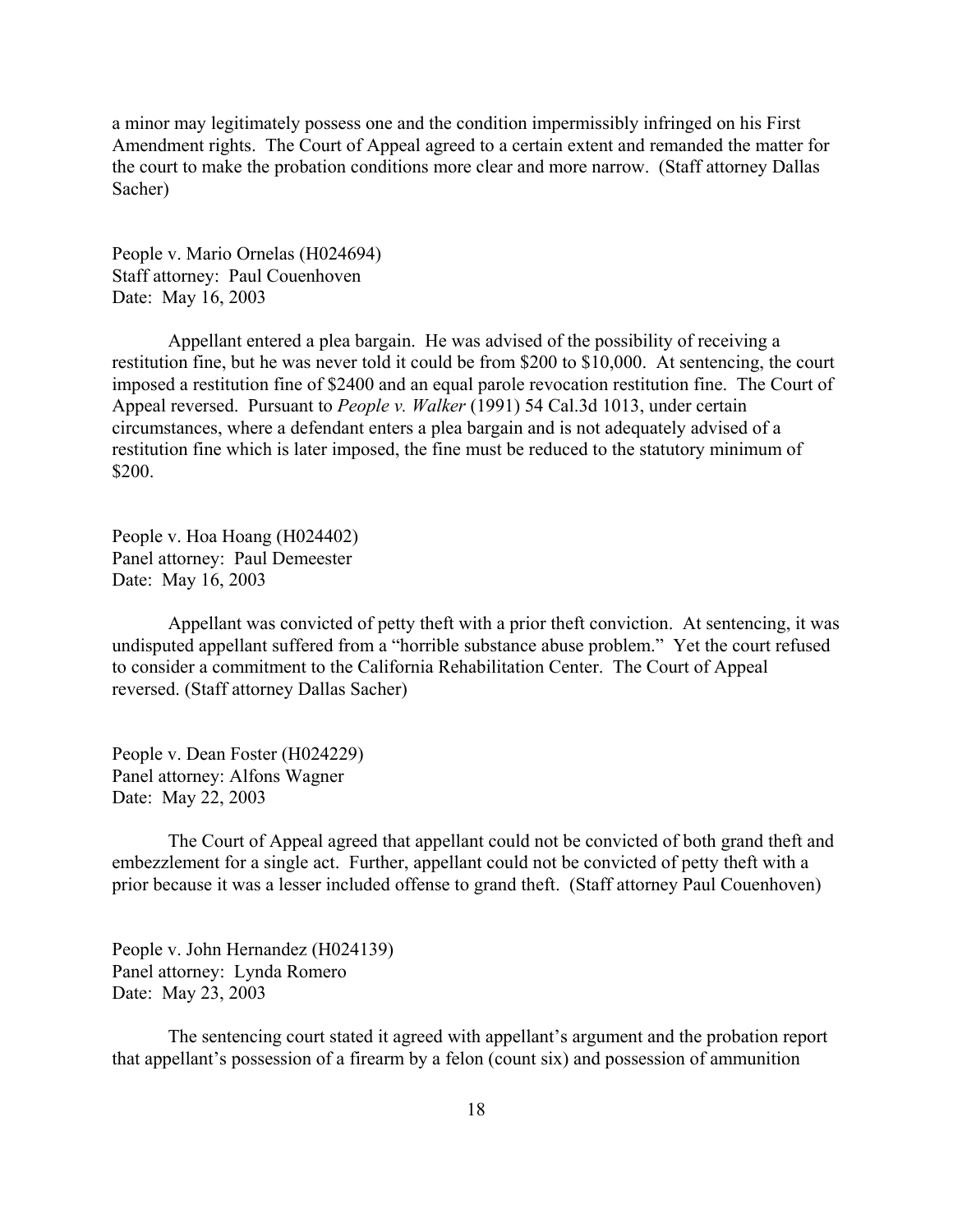a minor may legitimately possess one and the condition impermissibly infringed on his First Amendment rights. The Court of Appeal agreed to a certain extent and remanded the matter for the court to make the probation conditions more clear and more narrow. (Staff attorney Dallas Sacher)

People v. Mario Ornelas (H024694)
Staff attorney: Paul Couenhoven
Date: May 16, 2003

Appellant entered a plea bargain. He was advised of the possibility of receiving a restitution fine, but he was never told it could be from $200 to $10,000. At sentencing, the court imposed a restitution fine of $2400 and an equal parole revocation restitution fine. The Court of Appeal reversed. Pursuant to *People v. Walker* (1991) 54 Cal.3d 1013, under certain circumstances, where a defendant enters a plea bargain and is not adequately advised of a restitution fine which is later imposed, the fine must be reduced to the statutory minimum of $200.

People v. Hoa Hoang (H024402)
Panel attorney: Paul Demeester
Date: May 16, 2003

Appellant was convicted of petty theft with a prior theft conviction. At sentencing, it was undisputed appellant suffered from a "horrible substance abuse problem." Yet the court refused to consider a commitment to the California Rehabilitation Center. The Court of Appeal reversed. (Staff attorney Dallas Sacher)

People v. Dean Foster (H024229)
Panel attorney: Alfons Wagner
Date: May 22, 2003

The Court of Appeal agreed that appellant could not be convicted of both grand theft and embezzlement for a single act. Further, appellant could not be convicted of petty theft with a prior because it was a lesser included offense to grand theft. (Staff attorney Paul Couenhoven)

People v. John Hernandez (H024139)
Panel attorney: Lynda Romero
Date: May 23, 2003

The sentencing court stated it agreed with appellant's argument and the probation report that appellant's possession of a firearm by a felon (count six) and possession of ammunition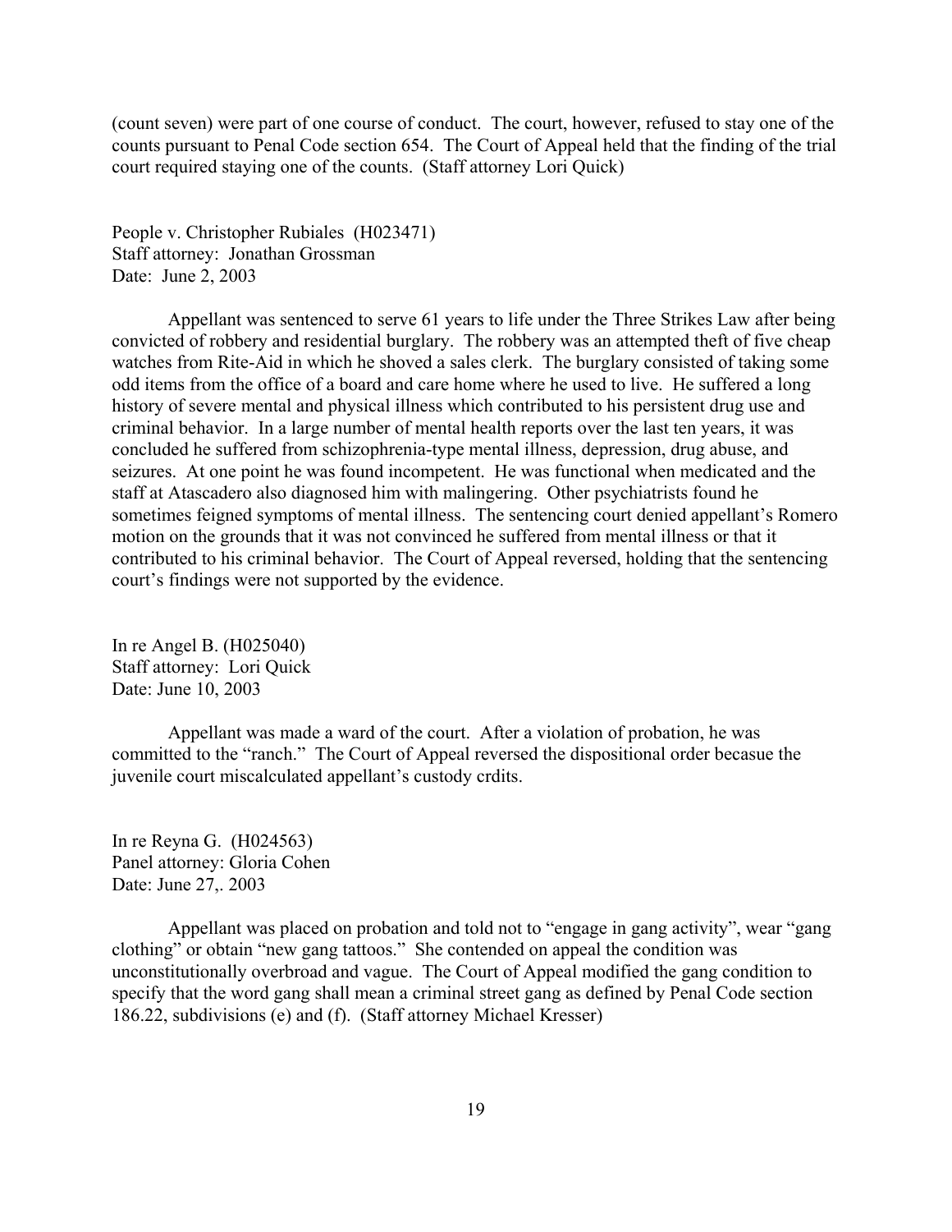(count seven) were part of one course of conduct. The court, however, refused to stay one of the counts pursuant to Penal Code section 654. The Court of Appeal held that the finding of the trial court required staying one of the counts. (Staff attorney Lori Quick)

People v. Christopher Rubiales (H023471)
Staff attorney: Jonathan Grossman
Date: June 2, 2003

Appellant was sentenced to serve 61 years to life under the Three Strikes Law after being convicted of robbery and residential burglary. The robbery was an attempted theft of five cheap watches from Rite-Aid in which he shoved a sales clerk. The burglary consisted of taking some odd items from the office of a board and care home where he used to live. He suffered a long history of severe mental and physical illness which contributed to his persistent drug use and criminal behavior. In a large number of mental health reports over the last ten years, it was concluded he suffered from schizophrenia-type mental illness, depression, drug abuse, and seizures. At one point he was found incompetent. He was functional when medicated and the staff at Atascadero also diagnosed him with malingering. Other psychiatrists found he sometimes feigned symptoms of mental illness. The sentencing court denied appellant's Romero motion on the grounds that it was not convinced he suffered from mental illness or that it contributed to his criminal behavior. The Court of Appeal reversed, holding that the sentencing court's findings were not supported by the evidence.

In re Angel B. (H025040)
Staff attorney: Lori Quick
Date: June 10, 2003

Appellant was made a ward of the court. After a violation of probation, he was committed to the "ranch." The Court of Appeal reversed the dispositional order becasue the juvenile court miscalculated appellant's custody crdits.

In re Reyna G. (H024563)
Panel attorney: Gloria Cohen
Date: June 27,. 2003

Appellant was placed on probation and told not to "engage in gang activity", wear "gang clothing" or obtain "new gang tattoos." She contended on appeal the condition was unconstitutionally overbroad and vague. The Court of Appeal modified the gang condition to specify that the word gang shall mean a criminal street gang as defined by Penal Code section 186.22, subdivisions (e) and (f). (Staff attorney Michael Kresser)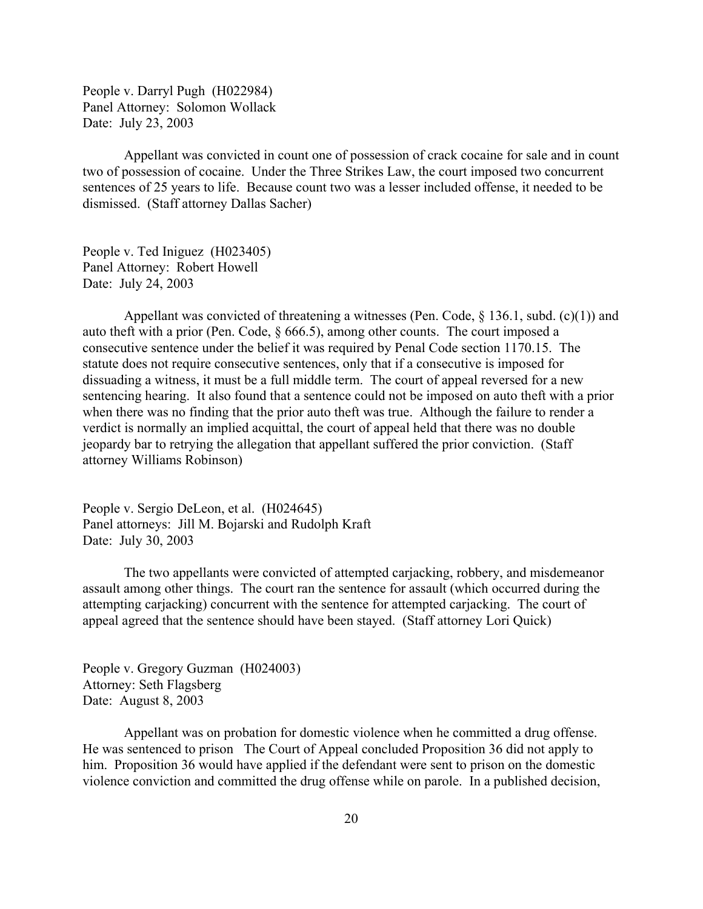People v. Darryl Pugh (H022984)
Panel Attorney: Solomon Wollack
Date: July 23, 2003

Appellant was convicted in count one of possession of crack cocaine for sale and in count two of possession of cocaine. Under the Three Strikes Law, the court imposed two concurrent sentences of 25 years to life. Because count two was a lesser included offense, it needed to be dismissed. (Staff attorney Dallas Sacher)

People v. Ted Iniguez (H023405)
Panel Attorney: Robert Howell
Date: July 24, 2003

Appellant was convicted of threatening a witnesses (Pen. Code, § 136.1, subd. (c)(1)) and auto theft with a prior (Pen. Code, § 666.5), among other counts. The court imposed a consecutive sentence under the belief it was required by Penal Code section 1170.15. The statute does not require consecutive sentences, only that if a consecutive is imposed for dissuading a witness, it must be a full middle term. The court of appeal reversed for a new sentencing hearing. It also found that a sentence could not be imposed on auto theft with a prior when there was no finding that the prior auto theft was true. Although the failure to render a verdict is normally an implied acquittal, the court of appeal held that there was no double jeopardy bar to retrying the allegation that appellant suffered the prior conviction. (Staff attorney Williams Robinson)

People v. Sergio DeLeon, et al. (H024645)
Panel attorneys: Jill M. Bojarski and Rudolph Kraft
Date: July 30, 2003

The two appellants were convicted of attempted carjacking, robbery, and misdemeanor assault among other things. The court ran the sentence for assault (which occurred during the attempting carjacking) concurrent with the sentence for attempted carjacking. The court of appeal agreed that the sentence should have been stayed. (Staff attorney Lori Quick)

People v. Gregory Guzman (H024003)
Attorney: Seth Flagsberg
Date: August 8, 2003

Appellant was on probation for domestic violence when he committed a drug offense. He was sentenced to prison The Court of Appeal concluded Proposition 36 did not apply to him. Proposition 36 would have applied if the defendant were sent to prison on the domestic violence conviction and committed the drug offense while on parole. In a published decision,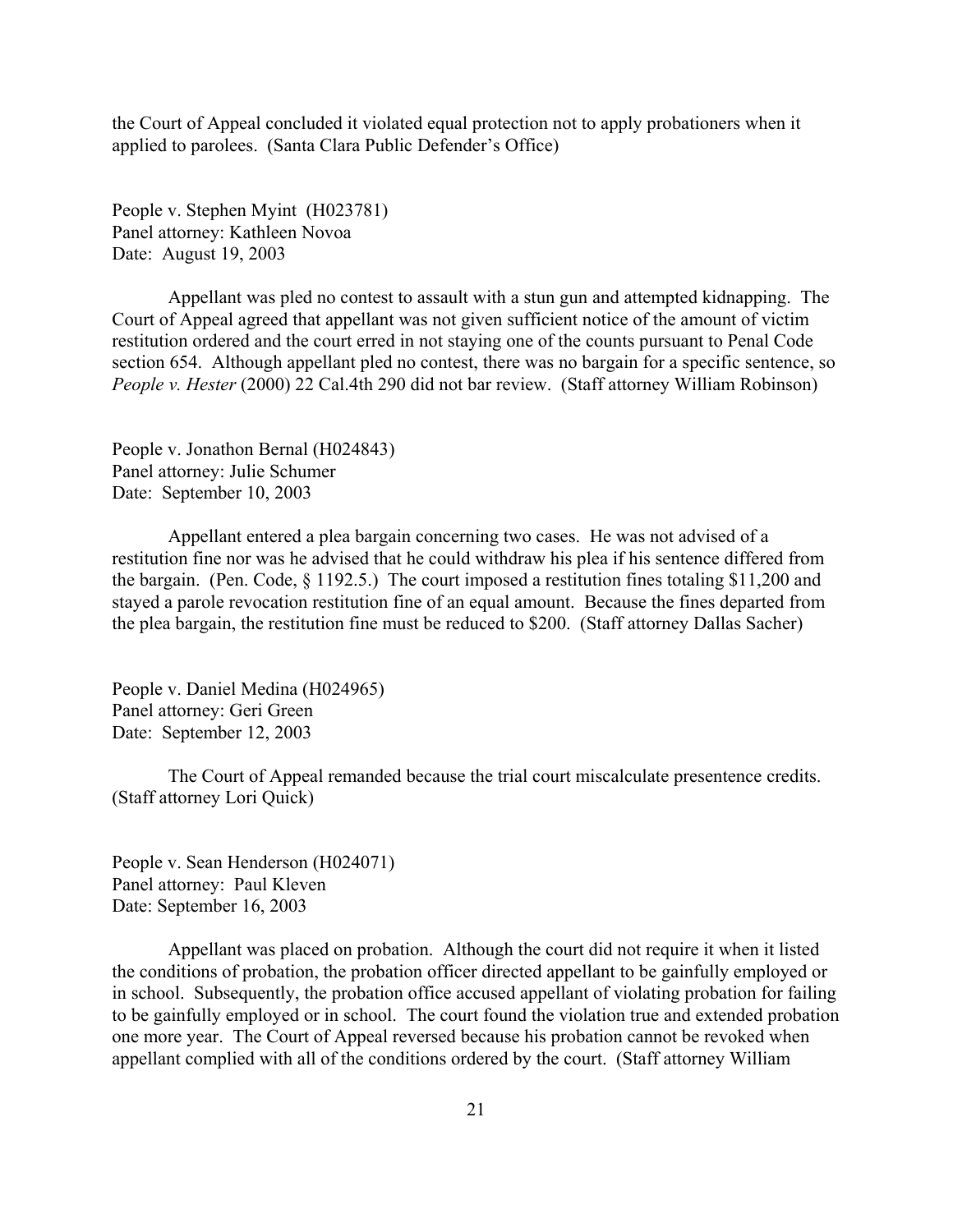the Court of Appeal concluded it violated equal protection not to apply probationers when it applied to parolees. (Santa Clara Public Defender's Office)

People v. Stephen Myint (H023781)
Panel attorney: Kathleen Novoa
Date: August 19, 2003

Appellant was pled no contest to assault with a stun gun and attempted kidnapping. The Court of Appeal agreed that appellant was not given sufficient notice of the amount of victim restitution ordered and the court erred in not staying one of the counts pursuant to Penal Code section 654. Although appellant pled no contest, there was no bargain for a specific sentence, so *People v. Hester* (2000) 22 Cal.4th 290 did not bar review. (Staff attorney William Robinson)

People v. Jonathon Bernal (H024843)
Panel attorney: Julie Schumer
Date: September 10, 2003

Appellant entered a plea bargain concerning two cases. He was not advised of a restitution fine nor was he advised that he could withdraw his plea if his sentence differed from the bargain. (Pen. Code, § 1192.5.) The court imposed a restitution fines totaling $11,200 and stayed a parole revocation restitution fine of an equal amount. Because the fines departed from the plea bargain, the restitution fine must be reduced to $200. (Staff attorney Dallas Sacher)

People v. Daniel Medina (H024965)
Panel attorney: Geri Green
Date: September 12, 2003

The Court of Appeal remanded because the trial court miscalculate presentence credits. (Staff attorney Lori Quick)

People v. Sean Henderson (H024071)
Panel attorney: Paul Kleven
Date: September 16, 2003

Appellant was placed on probation. Although the court did not require it when it listed the conditions of probation, the probation officer directed appellant to be gainfully employed or in school. Subsequently, the probation office accused appellant of violating probation for failing to be gainfully employed or in school. The court found the violation true and extended probation one more year. The Court of Appeal reversed because his probation cannot be revoked when appellant complied with all of the conditions ordered by the court. (Staff attorney William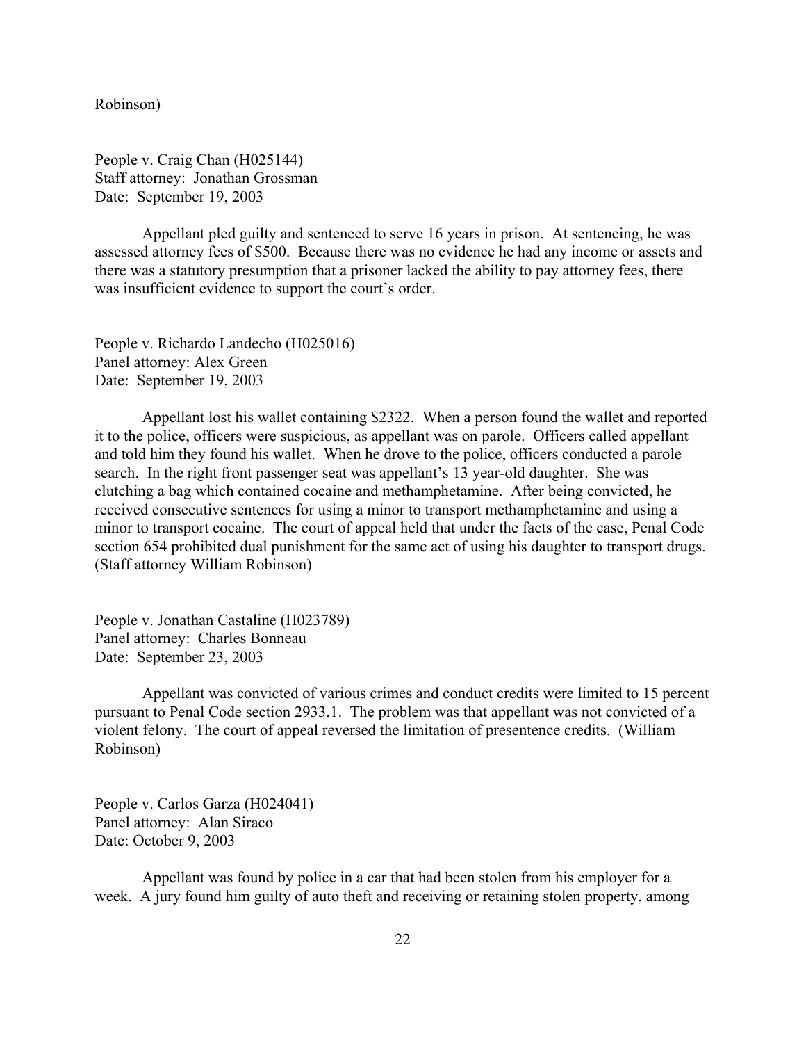Robinson)

People v. Craig Chan (H025144)
Staff attorney: Jonathan Grossman
Date: September 19, 2003

Appellant pled guilty and sentenced to serve 16 years in prison. At sentencing, he was assessed attorney fees of $500. Because there was no evidence he had any income or assets and there was a statutory presumption that a prisoner lacked the ability to pay attorney fees, there was insufficient evidence to support the court's order.

People v. Richardo Landecho (H025016)
Panel attorney: Alex Green
Date: September 19, 2003

Appellant lost his wallet containing $2322. When a person found the wallet and reported it to the police, officers were suspicious, as appellant was on parole. Officers called appellant and told him they found his wallet. When he drove to the police, officers conducted a parole search. In the right front passenger seat was appellant's 13 year-old daughter. She was clutching a bag which contained cocaine and methamphetamine. After being convicted, he received consecutive sentences for using a minor to transport methamphetamine and using a minor to transport cocaine. The court of appeal held that under the facts of the case, Penal Code section 654 prohibited dual punishment for the same act of using his daughter to transport drugs. (Staff attorney William Robinson)

People v. Jonathan Castaline (H023789)
Panel attorney: Charles Bonneau
Date: September 23, 2003

Appellant was convicted of various crimes and conduct credits were limited to 15 percent pursuant to Penal Code section 2933.1. The problem was that appellant was not convicted of a violent felony. The court of appeal reversed the limitation of presentence credits. (William Robinson)

People v. Carlos Garza (H024041)
Panel attorney: Alan Siraco
Date: October 9, 2003

Appellant was found by police in a car that had been stolen from his employer for a week. A jury found him guilty of auto theft and receiving or retaining stolen property, among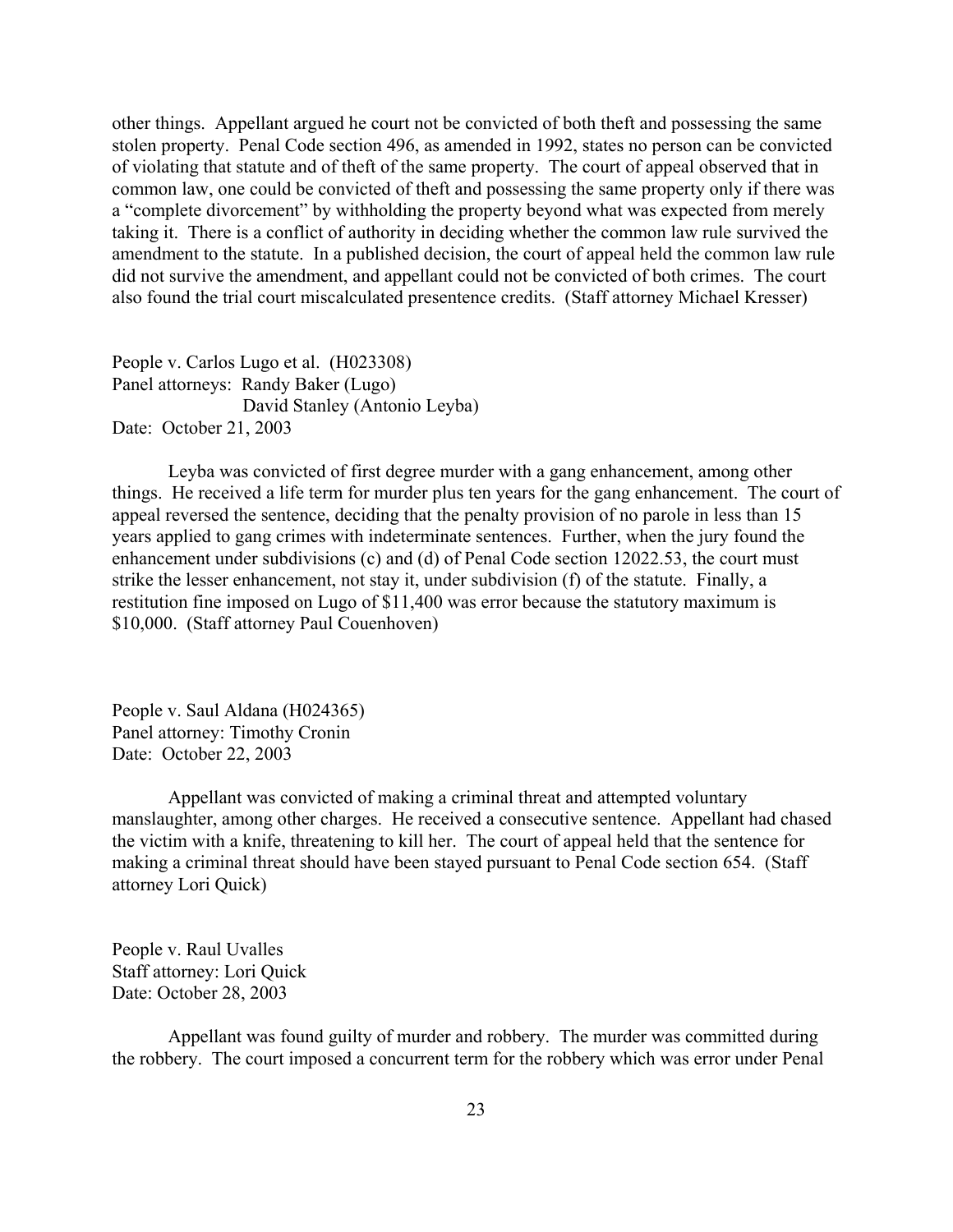other things. Appellant argued he court not be convicted of both theft and possessing the same stolen property. Penal Code section 496, as amended in 1992, states no person can be convicted of violating that statute and of theft of the same property. The court of appeal observed that in common law, one could be convicted of theft and possessing the same property only if there was a "complete divorcement" by withholding the property beyond what was expected from merely taking it. There is a conflict of authority in deciding whether the common law rule survived the amendment to the statute. In a published decision, the court of appeal held the common law rule did not survive the amendment, and appellant could not be convicted of both crimes. The court also found the trial court miscalculated presentence credits. (Staff attorney Michael Kresser)

People v. Carlos Lugo et al. (H023308)
Panel attorneys: Randy Baker (Lugo)
David Stanley (Antonio Leyba)
Date: October 21, 2003

Leyba was convicted of first degree murder with a gang enhancement, among other things. He received a life term for murder plus ten years for the gang enhancement. The court of appeal reversed the sentence, deciding that the penalty provision of no parole in less than 15 years applied to gang crimes with indeterminate sentences. Further, when the jury found the enhancement under subdivisions (c) and (d) of Penal Code section 12022.53, the court must strike the lesser enhancement, not stay it, under subdivision (f) of the statute. Finally, a restitution fine imposed on Lugo of $11,400 was error because the statutory maximum is $10,000. (Staff attorney Paul Couenhoven)

People v. Saul Aldana (H024365)
Panel attorney: Timothy Cronin
Date: October 22, 2003

Appellant was convicted of making a criminal threat and attempted voluntary manslaughter, among other charges. He received a consecutive sentence. Appellant had chased the victim with a knife, threatening to kill her. The court of appeal held that the sentence for making a criminal threat should have been stayed pursuant to Penal Code section 654. (Staff attorney Lori Quick)

People v. Raul Uvalles
Staff attorney: Lori Quick
Date: October 28, 2003

Appellant was found guilty of murder and robbery. The murder was committed during the robbery. The court imposed a concurrent term for the robbery which was error under Penal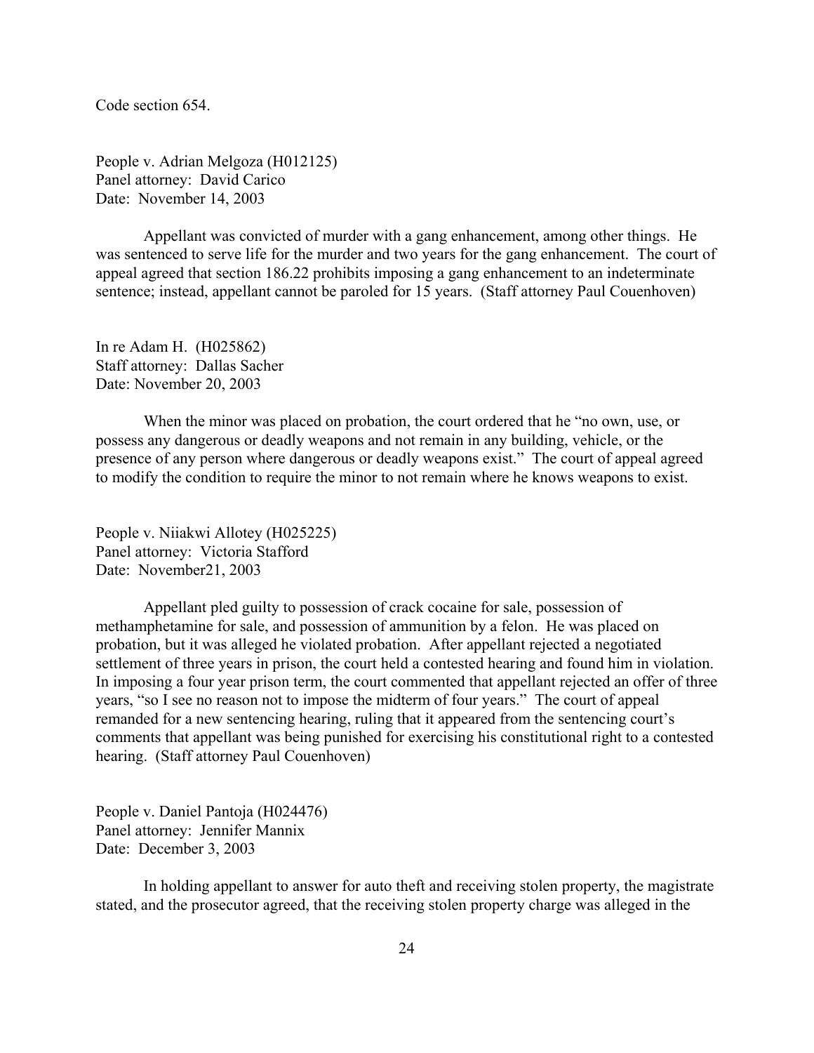Code section 654.

People v. Adrian Melgoza (H012125)
Panel attorney: David Carico
Date: November 14, 2003

Appellant was convicted of murder with a gang enhancement, among other things. He was sentenced to serve life for the murder and two years for the gang enhancement. The court of appeal agreed that section 186.22 prohibits imposing a gang enhancement to an indeterminate sentence; instead, appellant cannot be paroled for 15 years. (Staff attorney Paul Couenhoven)

In re Adam H. (H025862)
Staff attorney: Dallas Sacher
Date: November 20, 2003

When the minor was placed on probation, the court ordered that he "no own, use, or possess any dangerous or deadly weapons and not remain in any building, vehicle, or the presence of any person where dangerous or deadly weapons exist." The court of appeal agreed to modify the condition to require the minor to not remain where he knows weapons to exist.

People v. Niiakwi Allotey (H025225)
Panel attorney: Victoria Stafford
Date: November21, 2003

Appellant pled guilty to possession of crack cocaine for sale, possession of methamphetamine for sale, and possession of ammunition by a felon. He was placed on probation, but it was alleged he violated probation. After appellant rejected a negotiated settlement of three years in prison, the court held a contested hearing and found him in violation. In imposing a four year prison term, the court commented that appellant rejected an offer of three years, "so I see no reason not to impose the midterm of four years." The court of appeal remanded for a new sentencing hearing, ruling that it appeared from the sentencing court's comments that appellant was being punished for exercising his constitutional right to a contested hearing. (Staff attorney Paul Couenhoven)

People v. Daniel Pantoja (H024476)
Panel attorney: Jennifer Mannix
Date: December 3, 2003

In holding appellant to answer for auto theft and receiving stolen property, the magistrate stated, and the prosecutor agreed, that the receiving stolen property charge was alleged in the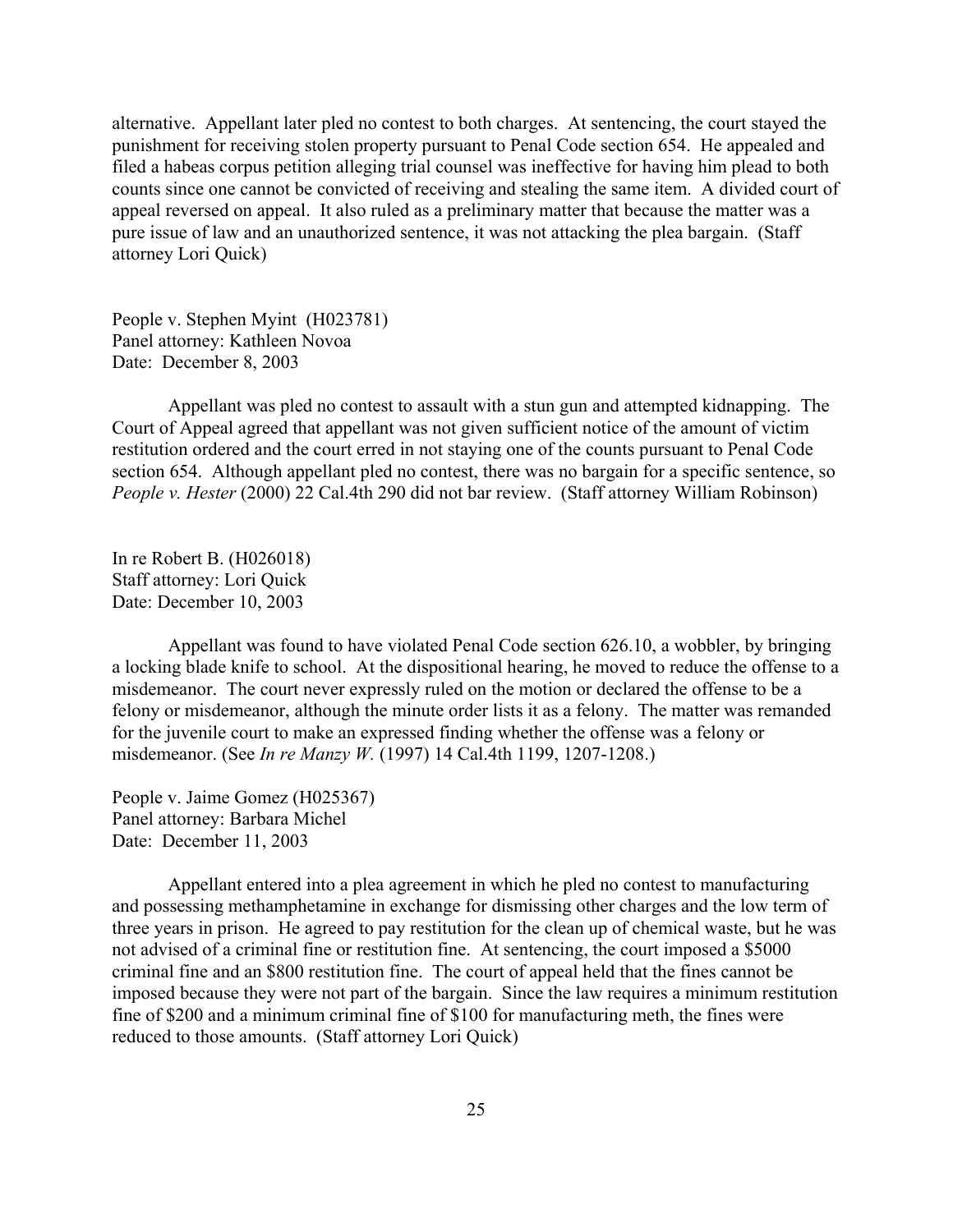alternative. Appellant later pled no contest to both charges. At sentencing, the court stayed the punishment for receiving stolen property pursuant to Penal Code section 654. He appealed and filed a habeas corpus petition alleging trial counsel was ineffective for having him plead to both counts since one cannot be convicted of receiving and stealing the same item. A divided court of appeal reversed on appeal. It also ruled as a preliminary matter that because the matter was a pure issue of law and an unauthorized sentence, it was not attacking the plea bargain. (Staff attorney Lori Quick)

People v. Stephen Myint (H023781)
Panel attorney: Kathleen Novoa
Date: December 8, 2003

Appellant was pled no contest to assault with a stun gun and attempted kidnapping. The Court of Appeal agreed that appellant was not given sufficient notice of the amount of victim restitution ordered and the court erred in not staying one of the counts pursuant to Penal Code section 654. Although appellant pled no contest, there was no bargain for a specific sentence, so *People v. Hester* (2000) 22 Cal.4th 290 did not bar review. (Staff attorney William Robinson)

In re Robert B. (H026018)
Staff attorney: Lori Quick
Date: December 10, 2003

Appellant was found to have violated Penal Code section 626.10, a wobbler, by bringing a locking blade knife to school. At the dispositional hearing, he moved to reduce the offense to a misdemeanor. The court never expressly ruled on the motion or declared the offense to be a felony or misdemeanor, although the minute order lists it as a felony. The matter was remanded for the juvenile court to make an expressed finding whether the offense was a felony or misdemeanor. (See *In re Manzy W.* (1997) 14 Cal.4th 1199, 1207-1208.)

People v. Jaime Gomez (H025367)
Panel attorney: Barbara Michel
Date: December 11, 2003

Appellant entered into a plea agreement in which he pled no contest to manufacturing and possessing methamphetamine in exchange for dismissing other charges and the low term of three years in prison. He agreed to pay restitution for the clean up of chemical waste, but he was not advised of a criminal fine or restitution fine. At sentencing, the court imposed a $5000 criminal fine and an $800 restitution fine. The court of appeal held that the fines cannot be imposed because they were not part of the bargain. Since the law requires a minimum restitution fine of $200 and a minimum criminal fine of $100 for manufacturing meth, the fines were reduced to those amounts. (Staff attorney Lori Quick)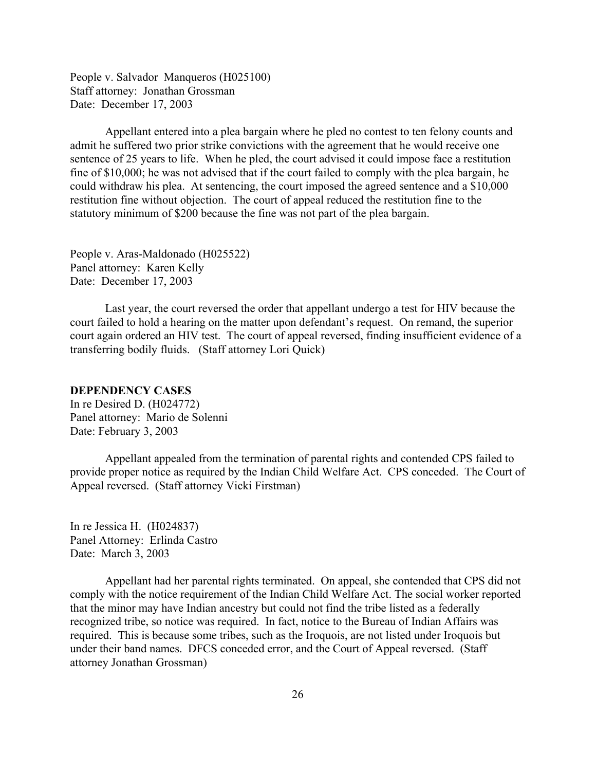People v. Salvador  Manqueros (H025100)
Staff attorney:  Jonathan Grossman
Date:  December 17, 2003

Appellant entered into a plea bargain where he pled no contest to ten felony counts and admit he suffered two prior strike convictions with the agreement that he would receive one sentence of 25 years to life.  When he pled, the court advised it could impose face a restitution fine of $10,000; he was not advised that if the court failed to comply with the plea bargain, he could withdraw his plea.  At sentencing, the court imposed the agreed sentence and a $10,000 restitution fine without objection.  The court of appeal reduced the restitution fine to the statutory minimum of $200 because the fine was not part of the plea bargain.

People v. Aras-Maldonado (H025522)
Panel attorney:  Karen Kelly
Date:  December 17, 2003

Last year, the court reversed the order that appellant undergo a test for HIV because the court failed to hold a hearing on the matter upon defendant's request.  On remand, the superior court again ordered an HIV test.  The court of appeal reversed, finding insufficient evidence of a transferring bodily fluids.   (Staff attorney Lori Quick)

**DEPENDENCY CASES**

In re Desired D. (H024772)
Panel attorney:  Mario de Solenni
Date: February 3, 2003

Appellant appealed from the termination of parental rights and contended CPS failed to provide proper notice as required by the Indian Child Welfare Act.  CPS conceded.  The Court of Appeal reversed.  (Staff attorney Vicki Firstman)

In re Jessica H.  (H024837)
Panel Attorney:  Erlinda Castro
Date:  March 3, 2003

Appellant had her parental rights terminated.  On appeal, she contended that CPS did not comply with the notice requirement of the Indian Child Welfare Act. The social worker reported that the minor may have Indian ancestry but could not find the tribe listed as a federally recognized tribe, so notice was required.  In fact, notice to the Bureau of Indian Affairs was required.  This is because some tribes, such as the Iroquois, are not listed under Iroquois but under their band names.  DFCS conceded error, and the Court of Appeal reversed.  (Staff attorney Jonathan Grossman)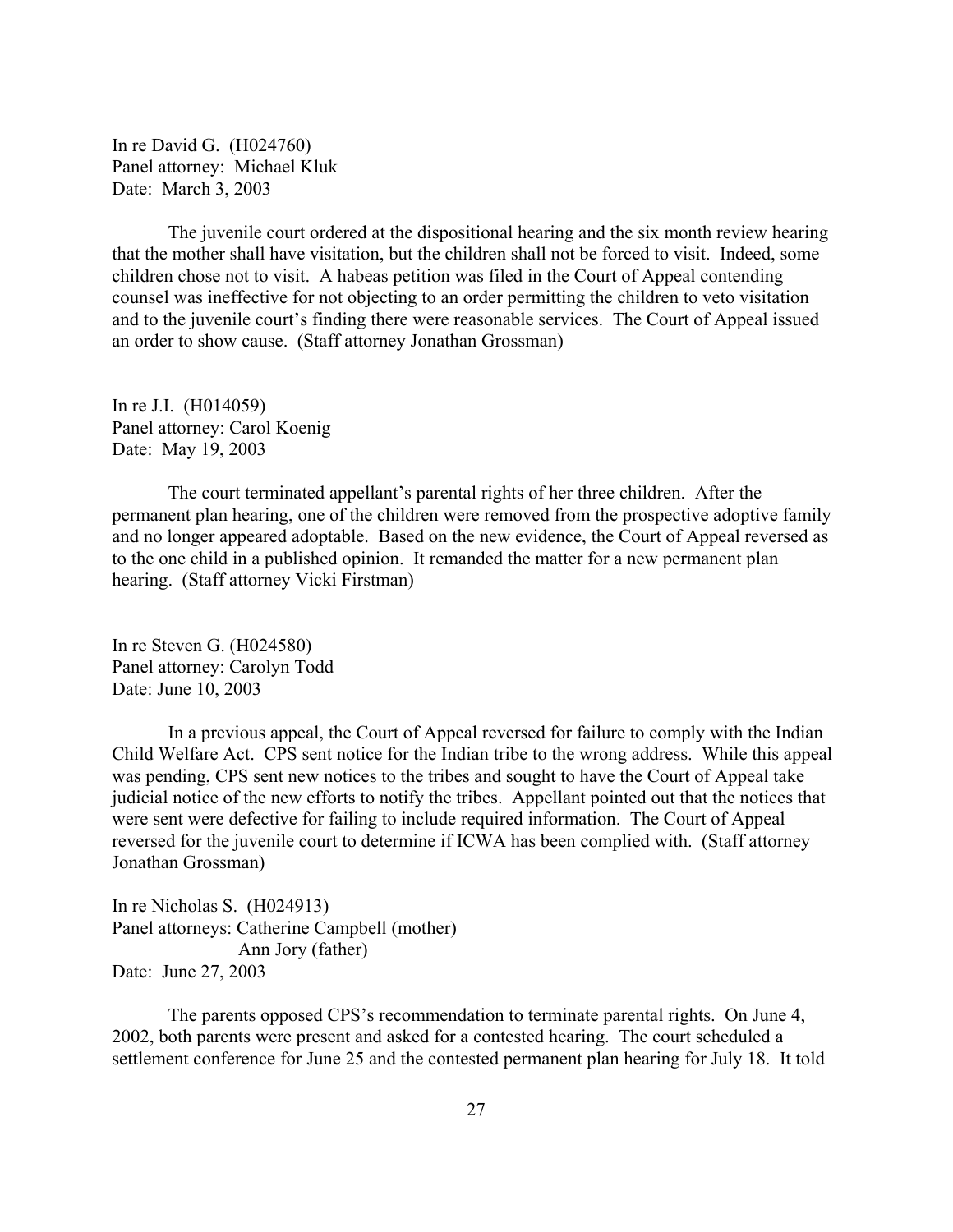In re David G. (H024760)
Panel attorney: Michael Kluk
Date: March 3, 2003

The juvenile court ordered at the dispositional hearing and the six month review hearing that the mother shall have visitation, but the children shall not be forced to visit. Indeed, some children chose not to visit. A habeas petition was filed in the Court of Appeal contending counsel was ineffective for not objecting to an order permitting the children to veto visitation and to the juvenile court's finding there were reasonable services. The Court of Appeal issued an order to show cause. (Staff attorney Jonathan Grossman)

In re J.I. (H014059)
Panel attorney: Carol Koenig
Date: May 19, 2003

The court terminated appellant's parental rights of her three children. After the permanent plan hearing, one of the children were removed from the prospective adoptive family and no longer appeared adoptable. Based on the new evidence, the Court of Appeal reversed as to the one child in a published opinion. It remanded the matter for a new permanent plan hearing. (Staff attorney Vicki Firstman)

In re Steven G. (H024580)
Panel attorney: Carolyn Todd
Date: June 10, 2003

In a previous appeal, the Court of Appeal reversed for failure to comply with the Indian Child Welfare Act. CPS sent notice for the Indian tribe to the wrong address. While this appeal was pending, CPS sent new notices to the tribes and sought to have the Court of Appeal take judicial notice of the new efforts to notify the tribes. Appellant pointed out that the notices that were sent were defective for failing to include required information. The Court of Appeal reversed for the juvenile court to determine if ICWA has been complied with. (Staff attorney Jonathan Grossman)

In re Nicholas S. (H024913)
Panel attorneys: Catherine Campbell (mother)
Ann Jory (father)
Date: June 27, 2003

The parents opposed CPS's recommendation to terminate parental rights. On June 4, 2002, both parents were present and asked for a contested hearing. The court scheduled a settlement conference for June 25 and the contested permanent plan hearing for July 18. It told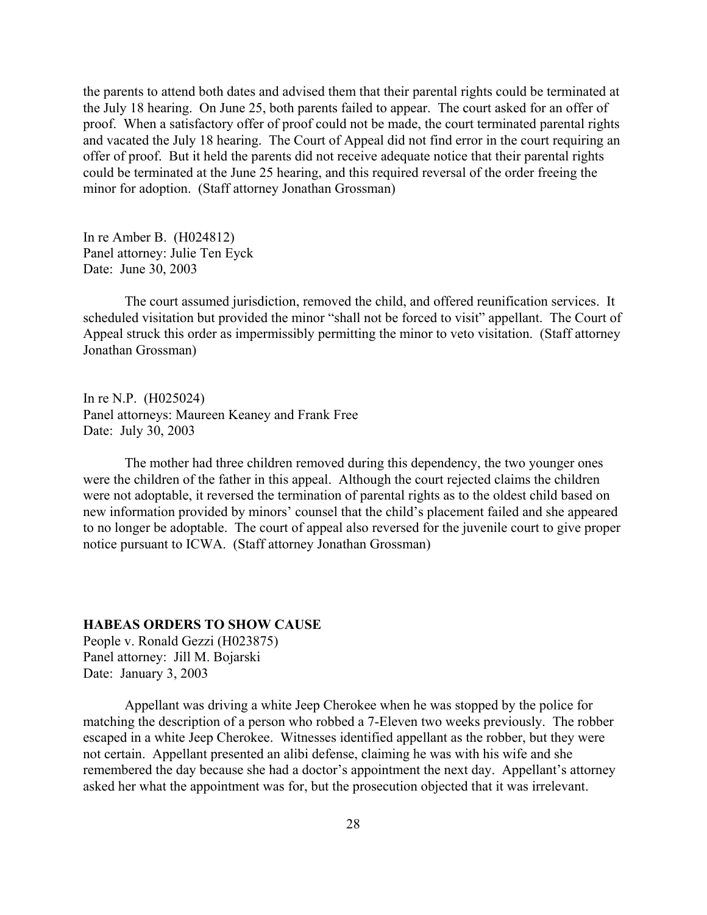the parents to attend both dates and advised them that their parental rights could be terminated at the July 18 hearing. On June 25, both parents failed to appear. The court asked for an offer of proof. When a satisfactory offer of proof could not be made, the court terminated parental rights and vacated the July 18 hearing. The Court of Appeal did not find error in the court requiring an offer of proof. But it held the parents did not receive adequate notice that their parental rights could be terminated at the June 25 hearing, and this required reversal of the order freeing the minor for adoption. (Staff attorney Jonathan Grossman)

In re Amber B. (H024812)
Panel attorney: Julie Ten Eyck
Date: June 30, 2003

The court assumed jurisdiction, removed the child, and offered reunification services. It scheduled visitation but provided the minor "shall not be forced to visit" appellant. The Court of Appeal struck this order as impermissibly permitting the minor to veto visitation. (Staff attorney Jonathan Grossman)

In re N.P. (H025024)
Panel attorneys: Maureen Keaney and Frank Free
Date: July 30, 2003

The mother had three children removed during this dependency, the two younger ones were the children of the father in this appeal. Although the court rejected claims the children were not adoptable, it reversed the termination of parental rights as to the oldest child based on new information provided by minors' counsel that the child's placement failed and she appeared to no longer be adoptable. The court of appeal also reversed for the juvenile court to give proper notice pursuant to ICWA. (Staff attorney Jonathan Grossman)

**HABEAS ORDERS TO SHOW CAUSE**

People v. Ronald Gezzi (H023875)
Panel attorney: Jill M. Bojarski
Date: January 3, 2003

Appellant was driving a white Jeep Cherokee when he was stopped by the police for matching the description of a person who robbed a 7-Eleven two weeks previously. The robber escaped in a white Jeep Cherokee. Witnesses identified appellant as the robber, but they were not certain. Appellant presented an alibi defense, claiming he was with his wife and she remembered the day because she had a doctor's appointment the next day. Appellant's attorney asked her what the appointment was for, but the prosecution objected that it was irrelevant.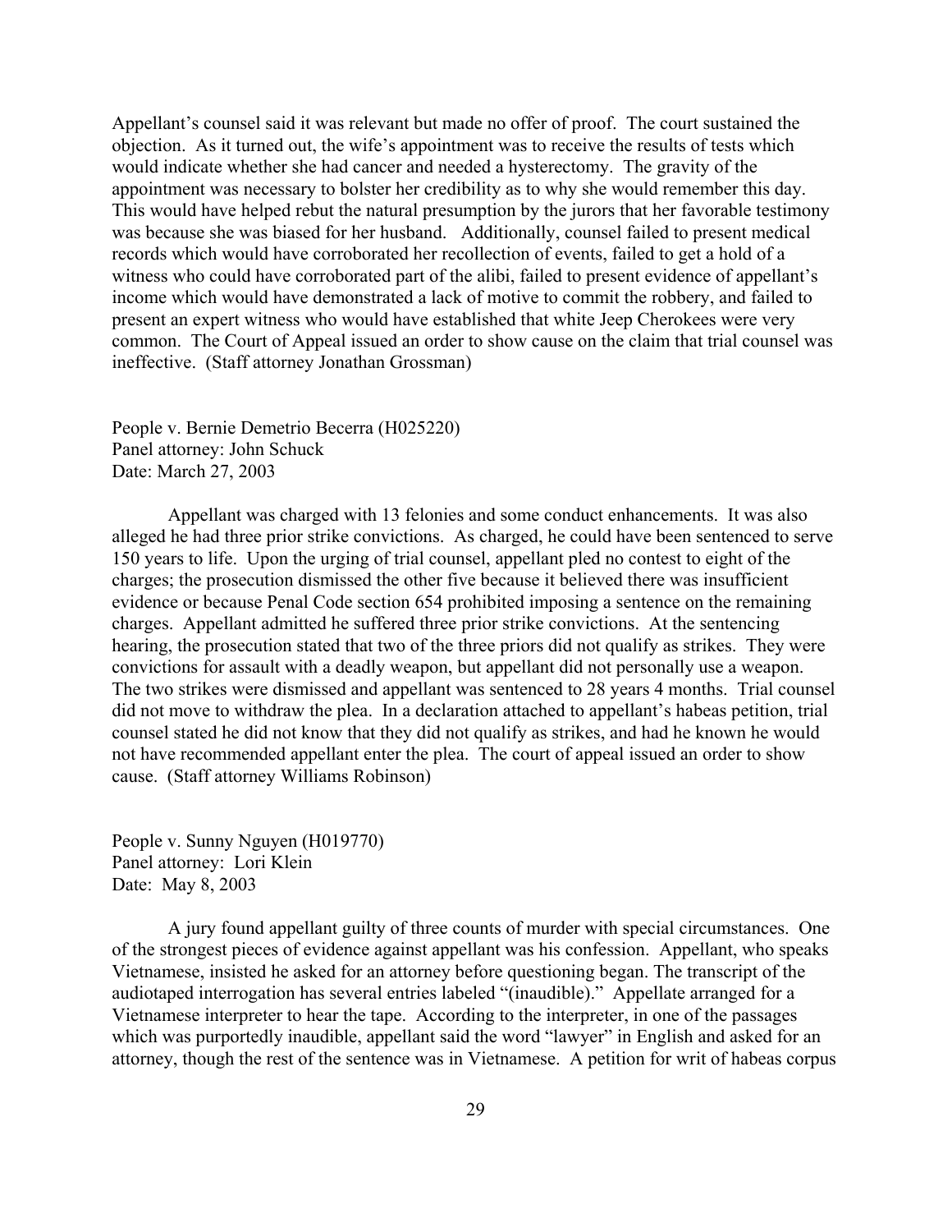Appellant's counsel said it was relevant but made no offer of proof. The court sustained the objection. As it turned out, the wife's appointment was to receive the results of tests which would indicate whether she had cancer and needed a hysterectomy. The gravity of the appointment was necessary to bolster her credibility as to why she would remember this day. This would have helped rebut the natural presumption by the jurors that her favorable testimony was because she was biased for her husband. Additionally, counsel failed to present medical records which would have corroborated her recollection of events, failed to get a hold of a witness who could have corroborated part of the alibi, failed to present evidence of appellant's income which would have demonstrated a lack of motive to commit the robbery, and failed to present an expert witness who would have established that white Jeep Cherokees were very common. The Court of Appeal issued an order to show cause on the claim that trial counsel was ineffective. (Staff attorney Jonathan Grossman)

People v. Bernie Demetrio Becerra (H025220)
Panel attorney: John Schuck
Date: March 27, 2003

Appellant was charged with 13 felonies and some conduct enhancements. It was also alleged he had three prior strike convictions. As charged, he could have been sentenced to serve 150 years to life. Upon the urging of trial counsel, appellant pled no contest to eight of the charges; the prosecution dismissed the other five because it believed there was insufficient evidence or because Penal Code section 654 prohibited imposing a sentence on the remaining charges. Appellant admitted he suffered three prior strike convictions. At the sentencing hearing, the prosecution stated that two of the three priors did not qualify as strikes. They were convictions for assault with a deadly weapon, but appellant did not personally use a weapon. The two strikes were dismissed and appellant was sentenced to 28 years 4 months. Trial counsel did not move to withdraw the plea. In a declaration attached to appellant's habeas petition, trial counsel stated he did not know that they did not qualify as strikes, and had he known he would not have recommended appellant enter the plea. The court of appeal issued an order to show cause. (Staff attorney Williams Robinson)

People v. Sunny Nguyen (H019770)
Panel attorney: Lori Klein
Date: May 8, 2003

A jury found appellant guilty of three counts of murder with special circumstances. One of the strongest pieces of evidence against appellant was his confession. Appellant, who speaks Vietnamese, insisted he asked for an attorney before questioning began. The transcript of the audiotaped interrogation has several entries labeled "(inaudible)." Appellate arranged for a Vietnamese interpreter to hear the tape. According to the interpreter, in one of the passages which was purportedly inaudible, appellant said the word "lawyer" in English and asked for an attorney, though the rest of the sentence was in Vietnamese. A petition for writ of habeas corpus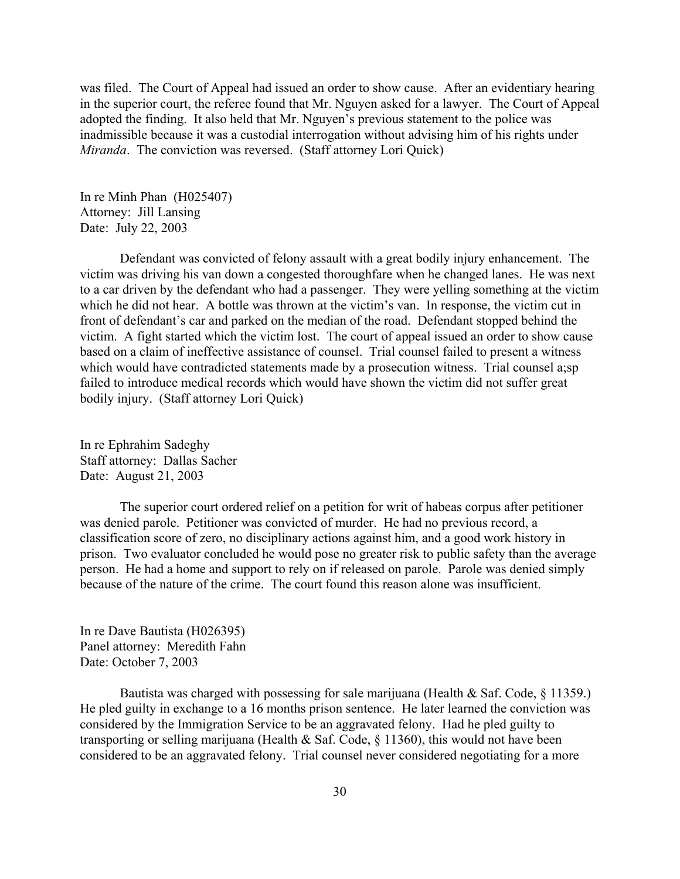was filed. The Court of Appeal had issued an order to show cause. After an evidentiary hearing in the superior court, the referee found that Mr. Nguyen asked for a lawyer. The Court of Appeal adopted the finding. It also held that Mr. Nguyen's previous statement to the police was inadmissible because it was a custodial interrogation without advising him of his rights under *Miranda*. The conviction was reversed. (Staff attorney Lori Quick)

In re Minh Phan (H025407)
Attorney: Jill Lansing
Date: July 22, 2003

Defendant was convicted of felony assault with a great bodily injury enhancement. The victim was driving his van down a congested thoroughfare when he changed lanes. He was next to a car driven by the defendant who had a passenger. They were yelling something at the victim which he did not hear. A bottle was thrown at the victim's van. In response, the victim cut in front of defendant's car and parked on the median of the road. Defendant stopped behind the victim. A fight started which the victim lost. The court of appeal issued an order to show cause based on a claim of ineffective assistance of counsel. Trial counsel failed to present a witness which would have contradicted statements made by a prosecution witness. Trial counsel a;sp failed to introduce medical records which would have shown the victim did not suffer great bodily injury. (Staff attorney Lori Quick)

In re Ephrahim Sadeghy
Staff attorney: Dallas Sacher
Date: August 21, 2003

The superior court ordered relief on a petition for writ of habeas corpus after petitioner was denied parole. Petitioner was convicted of murder. He had no previous record, a classification score of zero, no disciplinary actions against him, and a good work history in prison. Two evaluator concluded he would pose no greater risk to public safety than the average person. He had a home and support to rely on if released on parole. Parole was denied simply because of the nature of the crime. The court found this reason alone was insufficient.

In re Dave Bautista (H026395)
Panel attorney: Meredith Fahn
Date: October 7, 2003

Bautista was charged with possessing for sale marijuana (Health & Saf. Code, § 11359.) He pled guilty in exchange to a 16 months prison sentence. He later learned the conviction was considered by the Immigration Service to be an aggravated felony. Had he pled guilty to transporting or selling marijuana (Health & Saf. Code, § 11360), this would not have been considered to be an aggravated felony. Trial counsel never considered negotiating for a more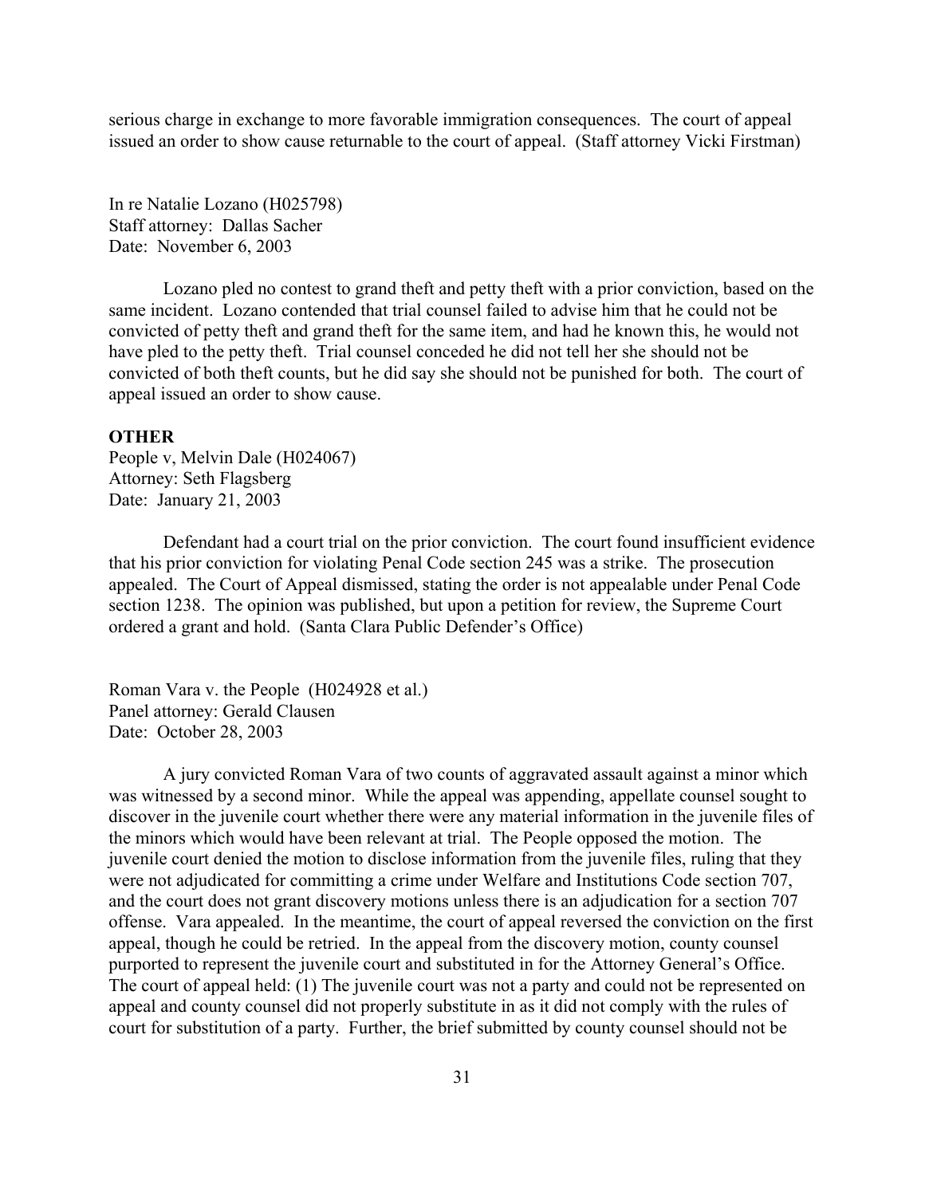serious charge in exchange to more favorable immigration consequences. The court of appeal issued an order to show cause returnable to the court of appeal. (Staff attorney Vicki Firstman)

In re Natalie Lozano (H025798)
Staff attorney: Dallas Sacher
Date: November 6, 2003

Lozano pled no contest to grand theft and petty theft with a prior conviction, based on the same incident. Lozano contended that trial counsel failed to advise him that he could not be convicted of petty theft and grand theft for the same item, and had he known this, he would not have pled to the petty theft. Trial counsel conceded he did not tell her she should not be convicted of both theft counts, but he did say she should not be punished for both. The court of appeal issued an order to show cause.

**OTHER**

People v, Melvin Dale (H024067)
Attorney: Seth Flagsberg
Date: January 21, 2003

Defendant had a court trial on the prior conviction. The court found insufficient evidence that his prior conviction for violating Penal Code section 245 was a strike. The prosecution appealed. The Court of Appeal dismissed, stating the order is not appealable under Penal Code section 1238. The opinion was published, but upon a petition for review, the Supreme Court ordered a grant and hold. (Santa Clara Public Defender's Office)

Roman Vara v. the People (H024928 et al.)
Panel attorney: Gerald Clausen
Date: October 28, 2003

A jury convicted Roman Vara of two counts of aggravated assault against a minor which was witnessed by a second minor. While the appeal was appending, appellate counsel sought to discover in the juvenile court whether there were any material information in the juvenile files of the minors which would have been relevant at trial. The People opposed the motion. The juvenile court denied the motion to disclose information from the juvenile files, ruling that they were not adjudicated for committing a crime under Welfare and Institutions Code section 707, and the court does not grant discovery motions unless there is an adjudication for a section 707 offense. Vara appealed. In the meantime, the court of appeal reversed the conviction on the first appeal, though he could be retried. In the appeal from the discovery motion, county counsel purported to represent the juvenile court and substituted in for the Attorney General's Office. The court of appeal held: (1) The juvenile court was not a party and could not be represented on appeal and county counsel did not properly substitute in as it did not comply with the rules of court for substitution of a party. Further, the brief submitted by county counsel should not be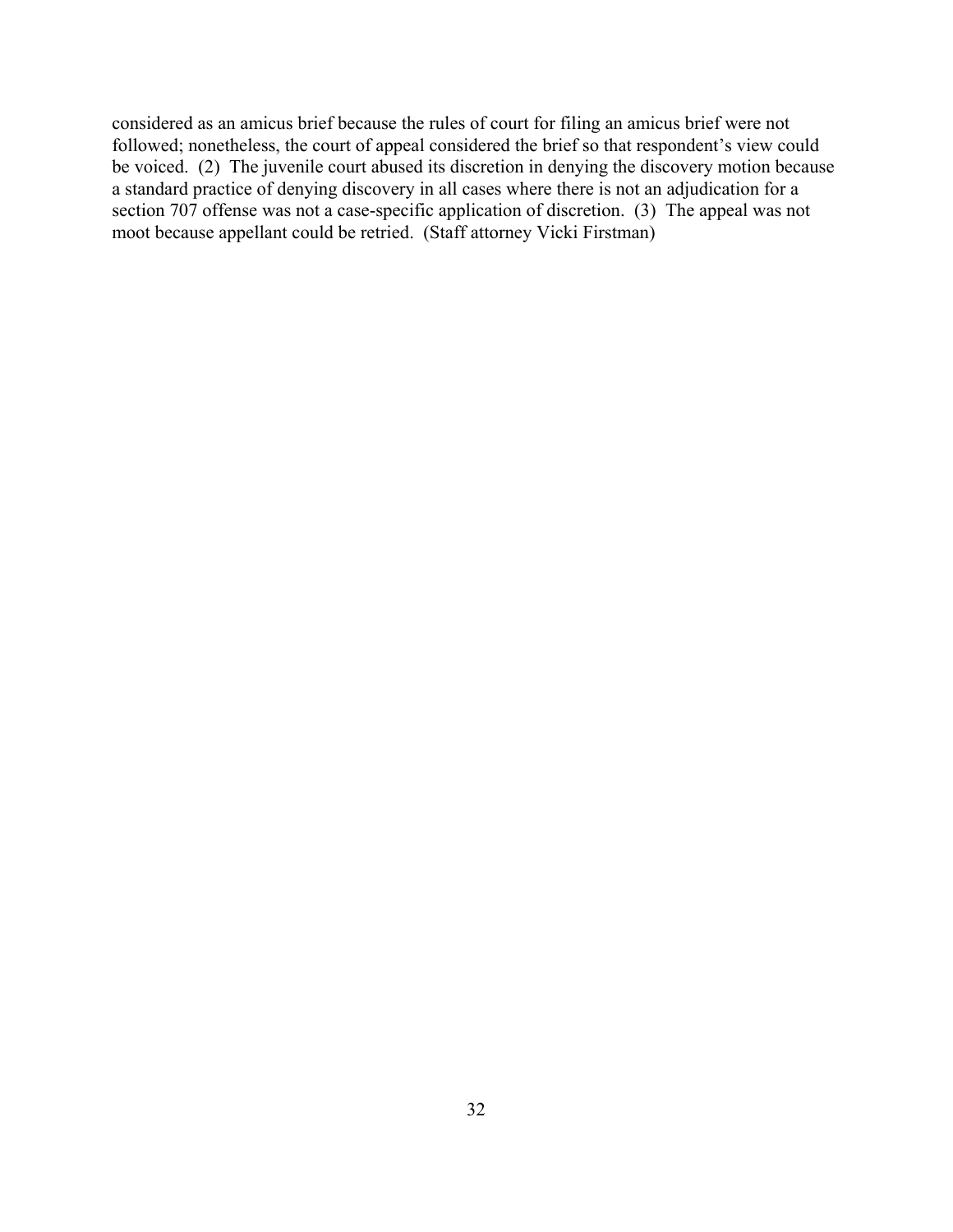considered as an amicus brief because the rules of court for filing an amicus brief were not followed; nonetheless, the court of appeal considered the brief so that respondent's view could be voiced. (2) The juvenile court abused its discretion in denying the discovery motion because a standard practice of denying discovery in all cases where there is not an adjudication for a section 707 offense was not a case-specific application of discretion. (3) The appeal was not moot because appellant could be retried. (Staff attorney Vicki Firstman)